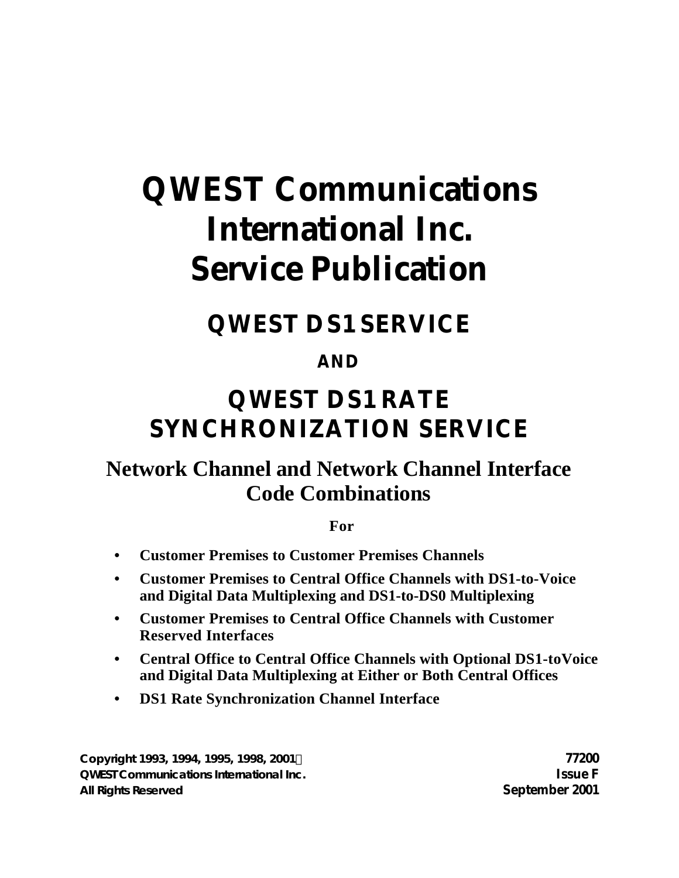# QWEST Communications International Inc. Service Publication

## QWEST DS1 SERVICE

**AND**

## QWEST DS1 RATE SYNCHRONIZATION SERVICE

## Network Channel and Network Channel Interface Code Combinations

**For**

- **Customer Premises to Customer Premises Channels**
- **Customer Premises to Central Office Channels with DS1-to-Voice and Digital Data Multiplexing and DS1-to-DS0 Multiplexing**
- **Customer Premises to Central Office Channels with Customer Reserved Interfaces**
- **Central Office to Central Office Channels with Optional DS1-toVoice and Digital Data Multiplexing at Either or Both Central Offices**
- **DS1 Rate Synchronization Channel Interface**

**Copyright 1993, 1994, 1995, 1998, 2001©**
**QWEST Communications International Inc.**
**All Rights Reserved**

**77200**
**Issue F**
**September 2001**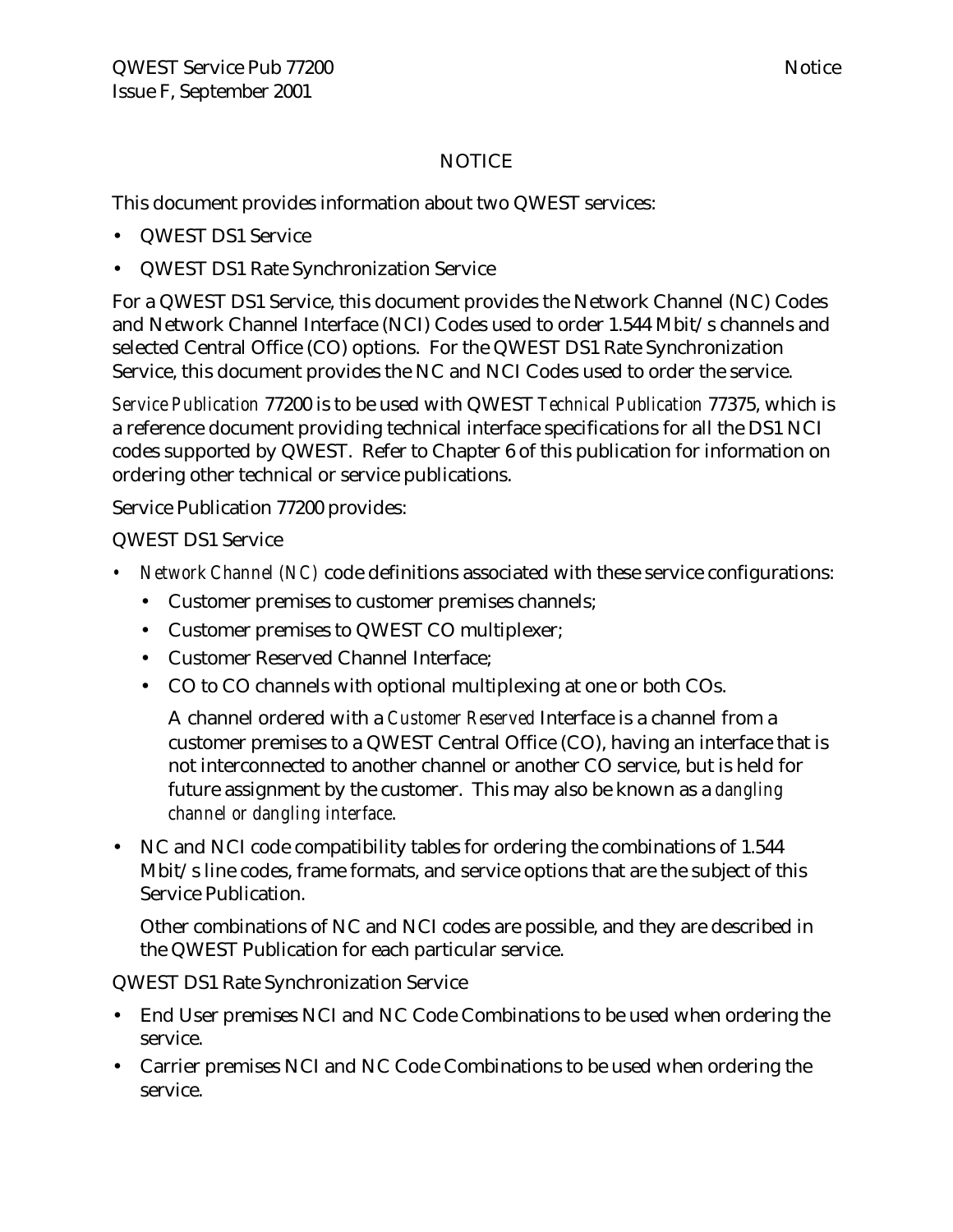# NOTICE

This document provides information about two QWEST services:

- QWEST DS1 Service
- QWEST DS1 Rate Synchronization Service

For a QWEST DS1 Service, this document provides the Network Channel (NC) Codes and Network Channel Interface (NCI) Codes used to order 1.544 Mbit/s channels and selected Central Office (CO) options. For the QWEST DS1 Rate Synchronization Service, this document provides the NC and NCI Codes used to order the service.

*Service Publication* 77200 is to be used with QWEST *Technical Publication* 77375, which is a reference document providing technical interface specifications for all the DS1 NCI codes supported by QWEST. Refer to Chapter 6 of this publication for information on ordering other technical or service publications.

Service Publication 77200 provides:

QWEST DS1 Service

- *Network Channel (NC)* code definitions associated with these service configurations:
  - Customer premises to customer premises channels;
  - Customer premises to QWEST CO multiplexer;
  - Customer Reserved Channel Interface;
  - CO to CO channels with optional multiplexing at one or both COs.

    A channel ordered with a *Customer Reserved* Interface is a channel from a customer premises to a QWEST Central Office (CO), having an interface that is not interconnected to another channel or another CO service, but is held for future assignment by the customer. This may also be known as a *dangling channel or dangling interface*.

- NC and NCI code compatibility tables for ordering the combinations of 1.544 Mbit/s line codes, frame formats, and service options that are the subject of this Service Publication.

  Other combinations of NC and NCI codes are possible, and they are described in the QWEST Publication for each particular service.

QWEST DS1 Rate Synchronization Service

- End User premises NCI and NC Code Combinations to be used when ordering the service.
- Carrier premises NCI and NC Code Combinations to be used when ordering the service.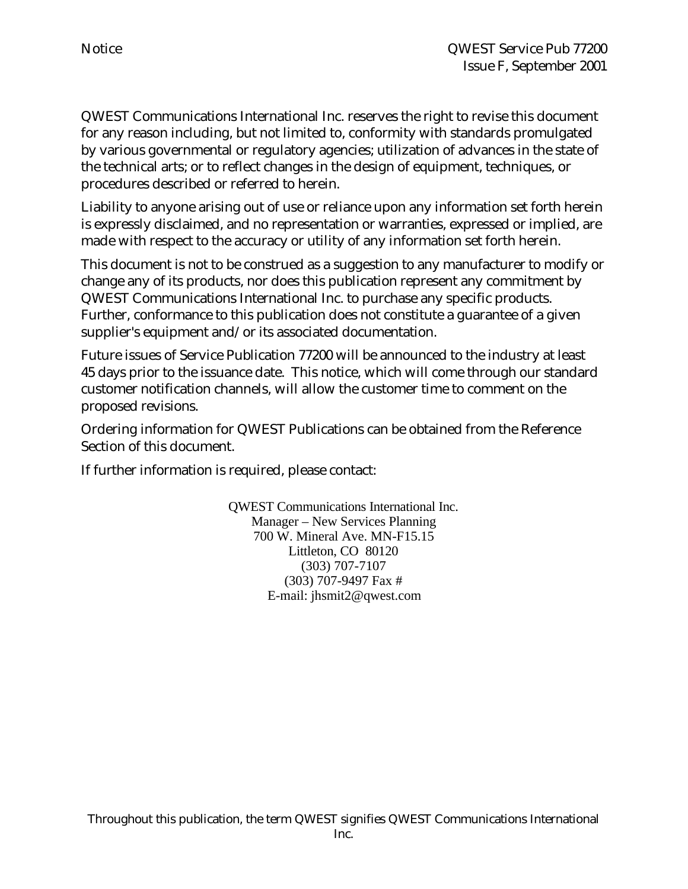QWEST Communications International Inc. reserves the right to revise this document for any reason including, but not limited to, conformity with standards promulgated by various governmental or regulatory agencies; utilization of advances in the state of the technical arts; or to reflect changes in the design of equipment, techniques, or procedures described or referred to herein.

Liability to anyone arising out of use or reliance upon any information set forth herein is expressly disclaimed, and no representation or warranties, expressed or implied, are made with respect to the accuracy or utility of any information set forth herein.

This document is not to be construed as a suggestion to any manufacturer to modify or change any of its products, nor does this publication represent any commitment by QWEST Communications International Inc. to purchase any specific products. Further, conformance to this publication does not constitute a guarantee of a given supplier's equipment and/or its associated documentation.

Future issues of Service Publication 77200 will be announced to the industry at least 45 days prior to the issuance date. This notice, which will come through our standard customer notification channels, will allow the customer time to comment on the proposed revisions.

Ordering information for QWEST Publications can be obtained from the Reference Section of this document.

If further information is required, please contact:

QWEST Communications International Inc.
Manager – New Services Planning
700 W. Mineral Ave. MN-F15.15
Littleton, CO 80120
(303) 707-7107
(303) 707-9497 Fax #
E-mail: jhsmit2@qwest.com

Throughout this publication, the term QWEST signifies QWEST Communications International Inc.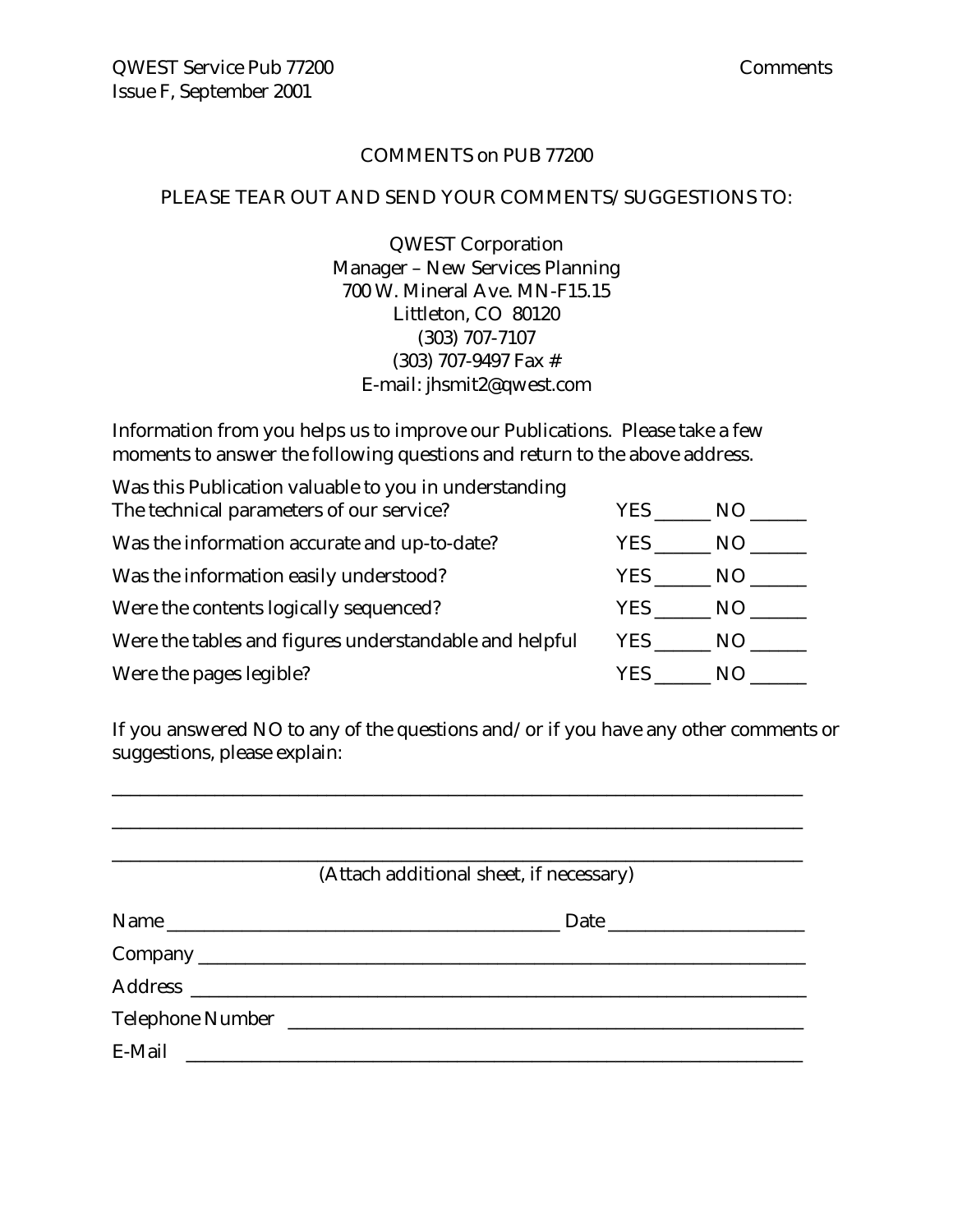# COMMENTS on PUB 77200

PLEASE TEAR OUT AND SEND YOUR COMMENTS/SUGGESTIONS TO:

QWEST Corporation
Manager – New Services Planning
700 W. Mineral Ave. MN-F15.15
Littleton, CO 80120
(303) 707-7107
(303) 707-9497 Fax #
E-mail: jhsmit2@qwest.com

Information from you helps us to improve our Publications. Please take a few moments to answer the following questions and return to the above address.

| | |
|---|---|
| Was this Publication valuable to you in understanding The technical parameters of our service? | YES ______ NO ______ |
| Was the information accurate and up-to-date? | YES ______ NO ______ |
| Was the information easily understood? | YES ______ NO ______ |
| Were the contents logically sequenced? | YES ______ NO ______ |
| Were the tables and figures understandable and helpful | YES ______ NO ______ |
| Were the pages legible? | YES ______ NO ______ |

If you answered NO to any of the questions and/or if you have any other comments or suggestions, please explain:

______________________________________________________________________________

______________________________________________________________________________

______________________________________________________________________________

(Attach additional sheet, if necessary)

Name ___________________________________________ Date _____________________

Company ____________________________________________________________________

Address ____________________________________________________________________

Telephone Number ____________________________________________________________

E-Mail _____________________________________________________________________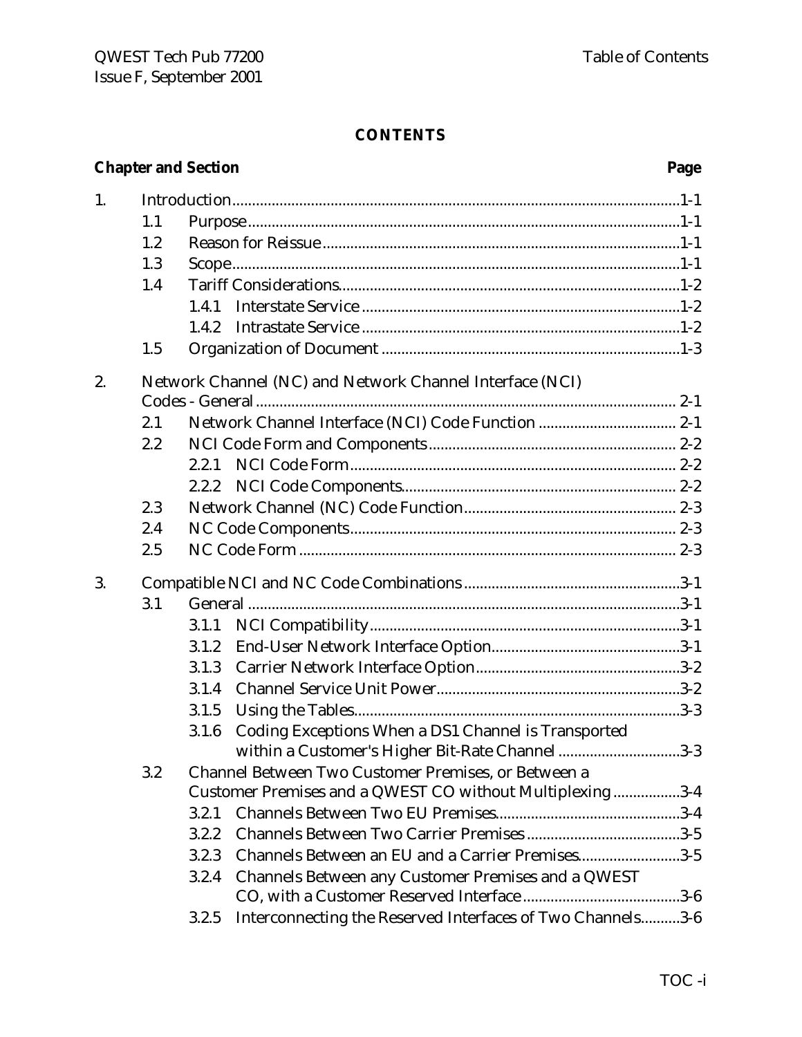**CONTENTS**

| Chapter and Section | | | | Page |
|---|---|---|---|---|
| 1. | Introduction | | | 1-1 |
| | 1.1 | Purpose | | 1-1 |
| | 1.2 | Reason for Reissue | | 1-1 |
| | 1.3 | Scope | | 1-1 |
| | 1.4 | Tariff Considerations | | 1-2 |
| | | 1.4.1 | Interstate Service | 1-2 |
| | | 1.4.2 | Intrastate Service | 1-2 |
| | 1.5 | Organization of Document | | 1-3 |
| 2. | Network Channel (NC) and Network Channel Interface (NCI) Codes - General | | | 2-1 |
| | 2.1 | Network Channel Interface (NCI) Code Function | | 2-1 |
| | 2.2 | NCI Code Form and Components | | 2-2 |
| | | 2.2.1 | NCI Code Form | 2-2 |
| | | 2.2.2 | NCI Code Components | 2-2 |
| | 2.3 | Network Channel (NC) Code Function | | 2-3 |
| | 2.4 | NC Code Components | | 2-3 |
| | 2.5 | NC Code Form | | 2-3 |
| 3. | Compatible NCI and NC Code Combinations | | | 3-1 |
| | 3.1 | General | | 3-1 |
| | | 3.1.1 | NCI Compatibility | 3-1 |
| | | 3.1.2 | End-User Network Interface Option | 3-1 |
| | | 3.1.3 | Carrier Network Interface Option | 3-2 |
| | | 3.1.4 | Channel Service Unit Power | 3-2 |
| | | 3.1.5 | Using the Tables | 3-3 |
| | | 3.1.6 | Coding Exceptions When a DS1 Channel is Transported within a Customer's Higher Bit-Rate Channel | 3-3 |
| | 3.2 | Channel Between Two Customer Premises, or Between a Customer Premises and a QWEST CO without Multiplexing | | 3-4 |
| | | 3.2.1 | Channels Between Two EU Premises | 3-4 |
| | | 3.2.2 | Channels Between Two Carrier Premises | 3-5 |
| | | 3.2.3 | Channels Between an EU and a Carrier Premises | 3-5 |
| | | 3.2.4 | Channels Between any Customer Premises and a QWEST CO, with a Customer Reserved Interface | 3-6 |
| | | 3.2.5 | Interconnecting the Reserved Interfaces of Two Channels | 3-6 |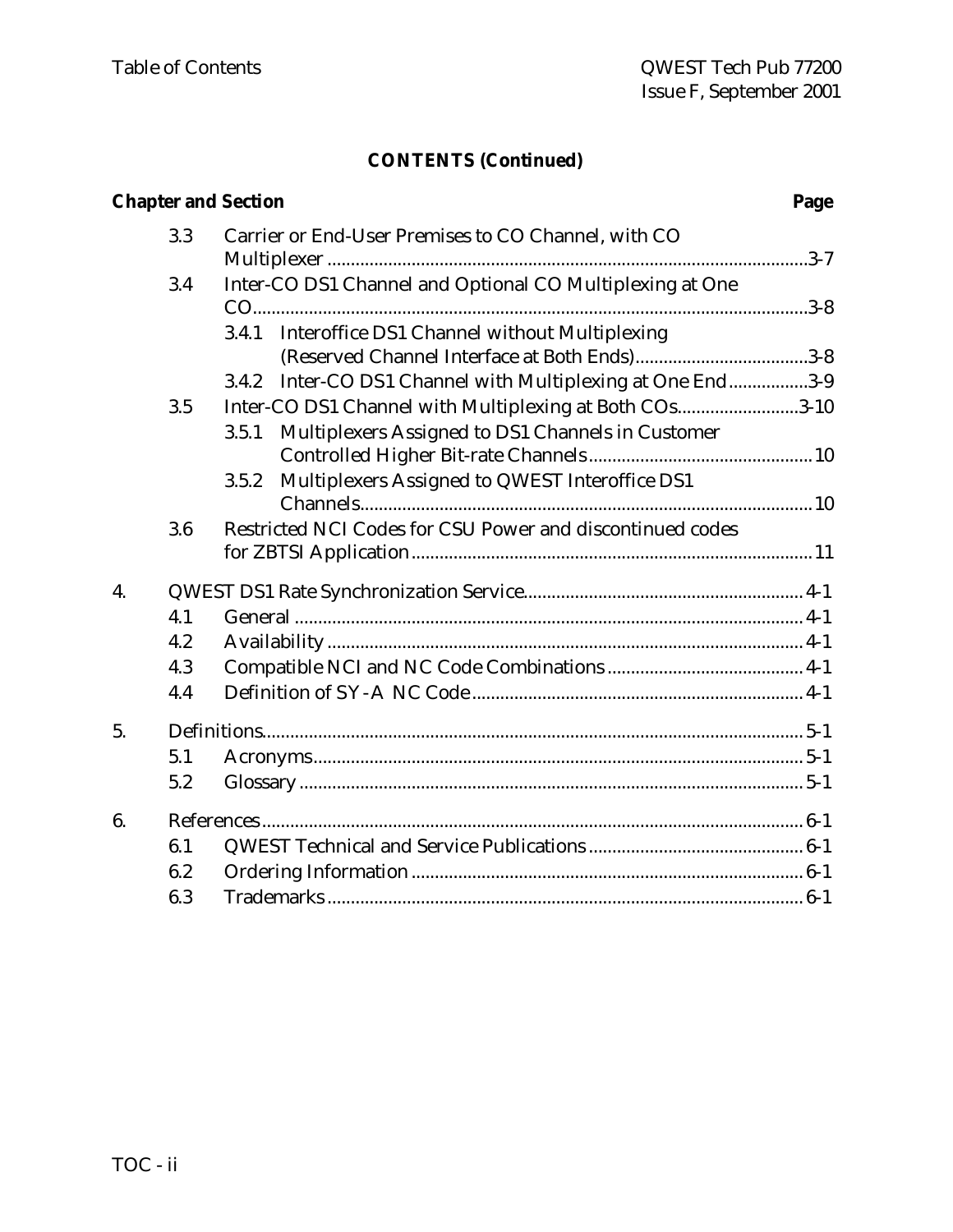**CONTENTS (Continued)**

| Chapter and Section | | | Page |
|---|---|---|---|
| | 3.3 | Carrier or End-User Premises to CO Channel, with CO Multiplexer | 3-7 |
| | 3.4 | Inter-CO DS1 Channel and Optional CO Multiplexing at One CO | 3-8 |
| | | 3.4.1 Interoffice DS1 Channel without Multiplexing (Reserved Channel Interface at Both Ends) | 3-8 |
| | | 3.4.2 Inter-CO DS1 Channel with Multiplexing at One End | 3-9 |
| | 3.5 | Inter-CO DS1 Channel with Multiplexing at Both COs | 3-10 |
| | | 3.5.1 Multiplexers Assigned to DS1 Channels in Customer Controlled Higher Bit-rate Channels | 10 |
| | | 3.5.2 Multiplexers Assigned to QWEST Interoffice DS1 Channels | 10 |
| | 3.6 | Restricted NCI Codes for CSU Power and discontinued codes for ZBTSI Application | 11 |
| 4. | | QWEST DS1 Rate Synchronization Service | 4-1 |
| | 4.1 | General | 4-1 |
| | 4.2 | Availability | 4-1 |
| | 4.3 | Compatible NCI and NC Code Combinations | 4-1 |
| | 4.4 | Definition of SY-A NC Code | 4-1 |
| 5. | | Definitions | 5-1 |
| | 5.1 | Acronyms | 5-1 |
| | 5.2 | Glossary | 5-1 |
| 6. | | References | 6-1 |
| | 6.1 | QWEST Technical and Service Publications | 6-1 |
| | 6.2 | Ordering Information | 6-1 |
| | 6.3 | Trademarks | 6-1 |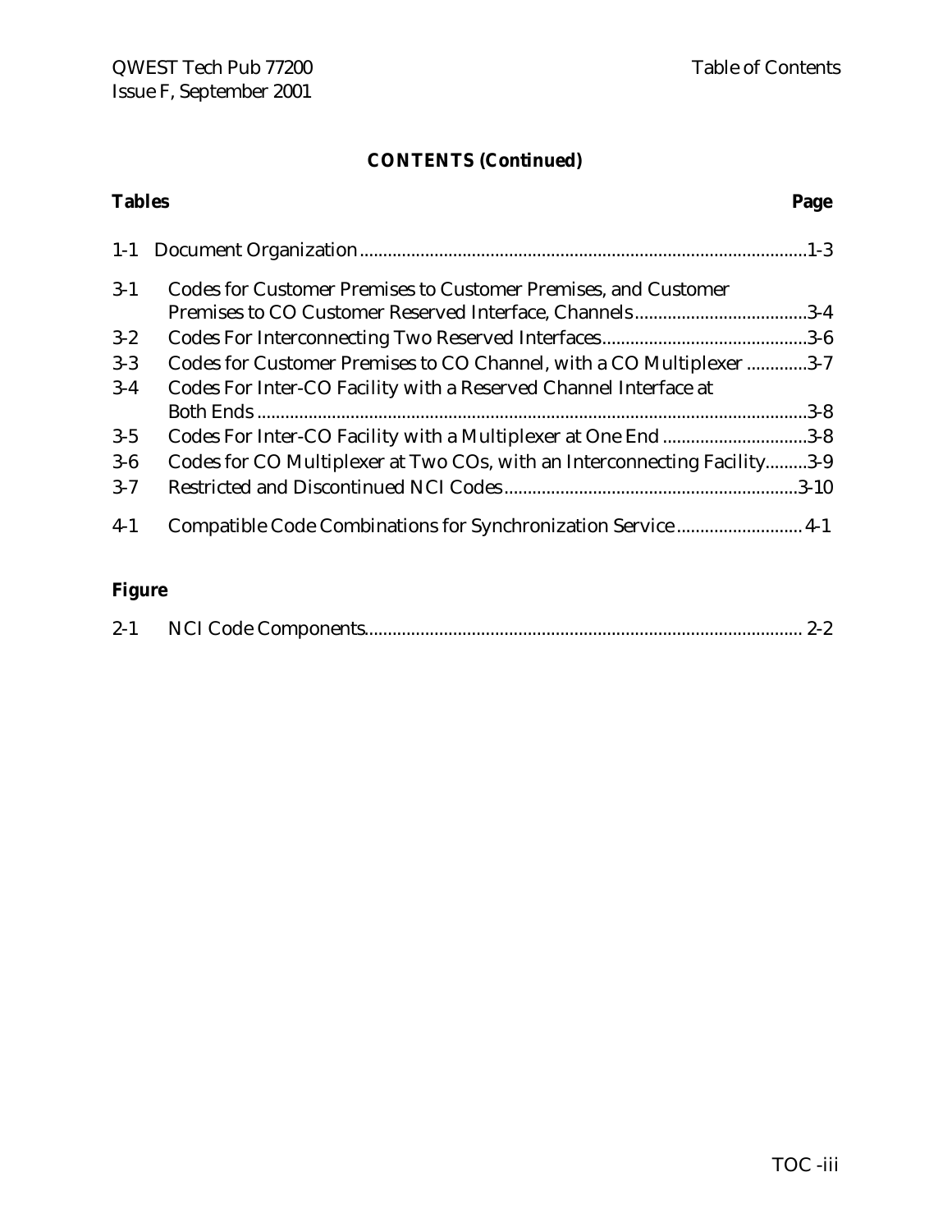## CONTENTS (Continued)

**Tables** **Page**

| | | |
|---|---|---|
| 1-1 | Document Organization | 1-3 |
| 3-1 | Codes for Customer Premises to Customer Premises, and Customer Premises to CO Customer Reserved Interface, Channels | 3-4 |
| 3-2 | Codes For Interconnecting Two Reserved Interfaces | 3-6 |
| 3-3 | Codes for Customer Premises to CO Channel, with a CO Multiplexer | 3-7 |
| 3-4 | Codes For Inter-CO Facility with a Reserved Channel Interface at Both Ends | 3-8 |
| 3-5 | Codes For Inter-CO Facility with a Multiplexer at One End | 3-8 |
| 3-6 | Codes for CO Multiplexer at Two COs, with an Interconnecting Facility | 3-9 |
| 3-7 | Restricted and Discontinued NCI Codes | 3-10 |
| 4-1 | Compatible Code Combinations for Synchronization Service | 4-1 |

**Figure**

| | | |
|---|---|---|
| 2-1 | NCI Code Components | 2-2 |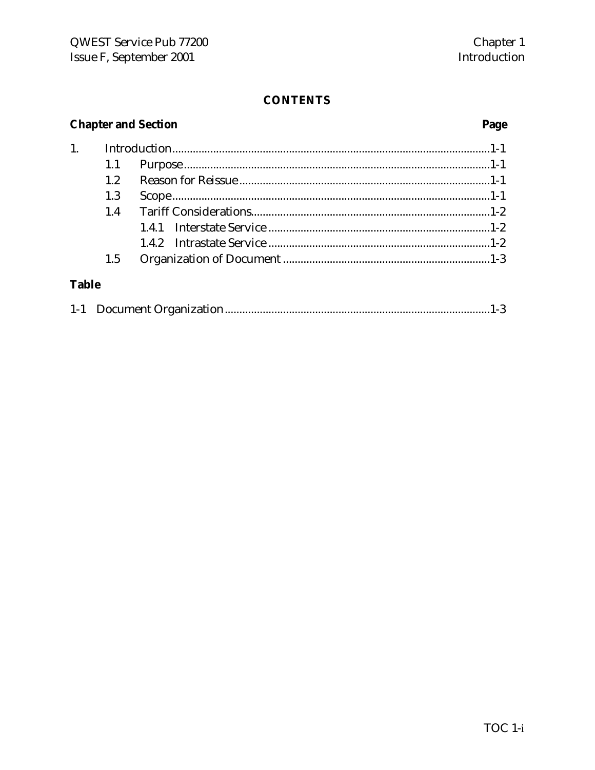**CONTENTS**

| Chapter and Section | | | Page |
|---|---|---|---|
| 1. | Introduction | | 1-1 |
| | 1.1 | Purpose | 1-1 |
| | 1.2 | Reason for Reissue | 1-1 |
| | 1.3 | Scope | 1-1 |
| | 1.4 | Tariff Considerations | 1-2 |
| | | 1.4.1 Interstate Service | 1-2 |
| | | 1.4.2 Intrastate Service | 1-2 |
| | 1.5 | Organization of Document | 1-3 |

**Table**

| | | Page |
|---|---|---|
| 1-1 | Document Organization | 1-3 |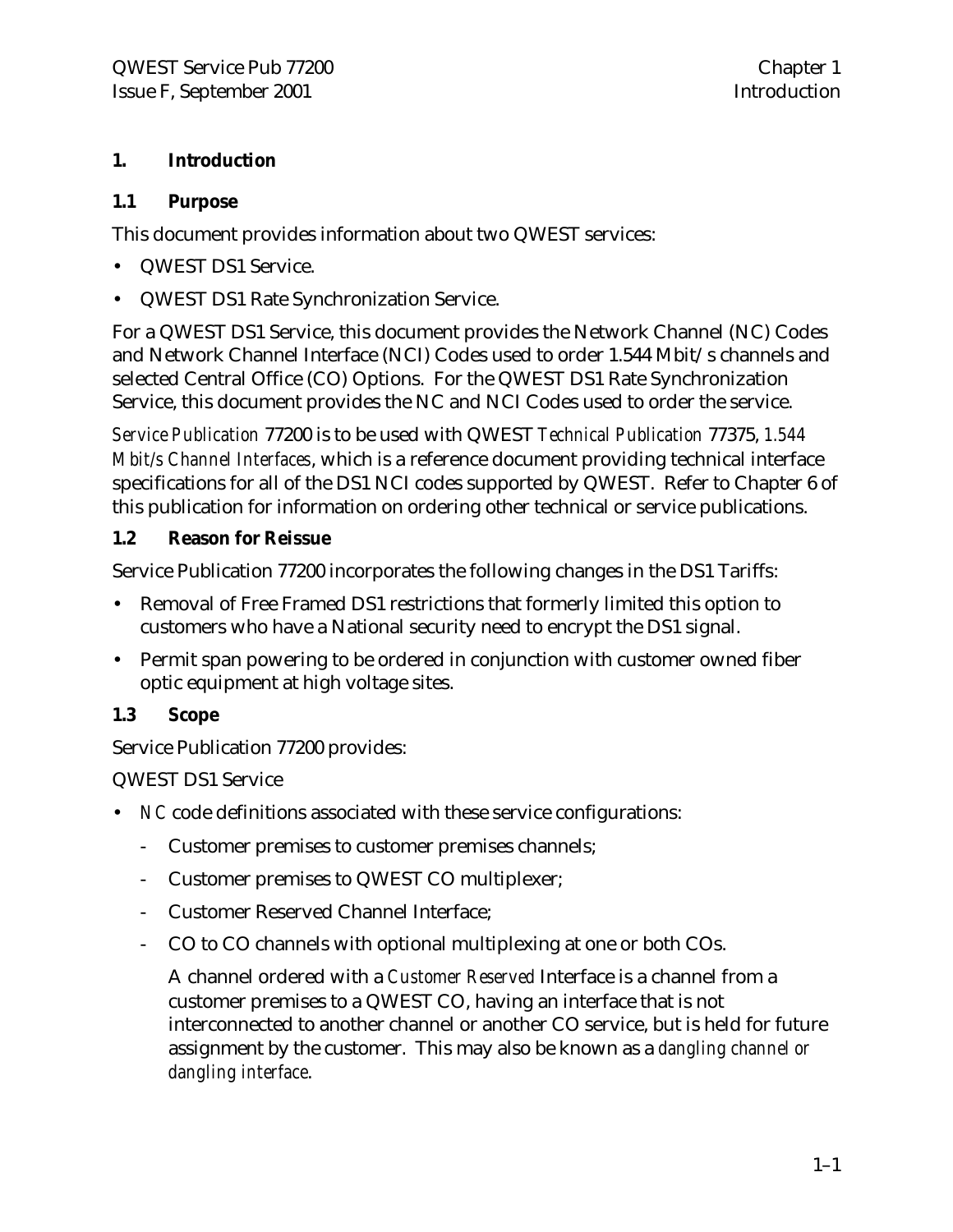# 1. Introduction

## 1.1 Purpose

This document provides information about two QWEST services:

- QWEST DS1 Service.
- QWEST DS1 Rate Synchronization Service.

For a QWEST DS1 Service, this document provides the Network Channel (NC) Codes and Network Channel Interface (NCI) Codes used to order 1.544 Mbit/s channels and selected Central Office (CO) Options. For the QWEST DS1 Rate Synchronization Service, this document provides the NC and NCI Codes used to order the service.

*Service Publication* 77200 is to be used with QWEST *Technical Publication* 77375, *1.544 Mbit/s Channel Interfaces*, which is a reference document providing technical interface specifications for all of the DS1 NCI codes supported by QWEST. Refer to Chapter 6 of this publication for information on ordering other technical or service publications.

## 1.2 Reason for Reissue

Service Publication 77200 incorporates the following changes in the DS1 Tariffs:

- Removal of Free Framed DS1 restrictions that formerly limited this option to customers who have a National security need to encrypt the DS1 signal.
- Permit span powering to be ordered in conjunction with customer owned fiber optic equipment at high voltage sites.

## 1.3 Scope

Service Publication 77200 provides:

QWEST DS1 Service

- *NC* code definitions associated with these service configurations:
  - Customer premises to customer premises channels;
  - Customer premises to QWEST CO multiplexer;
  - Customer Reserved Channel Interface;
  - CO to CO channels with optional multiplexing at one or both COs.

  A channel ordered with a *Customer Reserved* Interface is a channel from a customer premises to a QWEST CO, having an interface that is not interconnected to another channel or another CO service, but is held for future assignment by the customer. This may also be known as a *dangling channel or dangling interface*.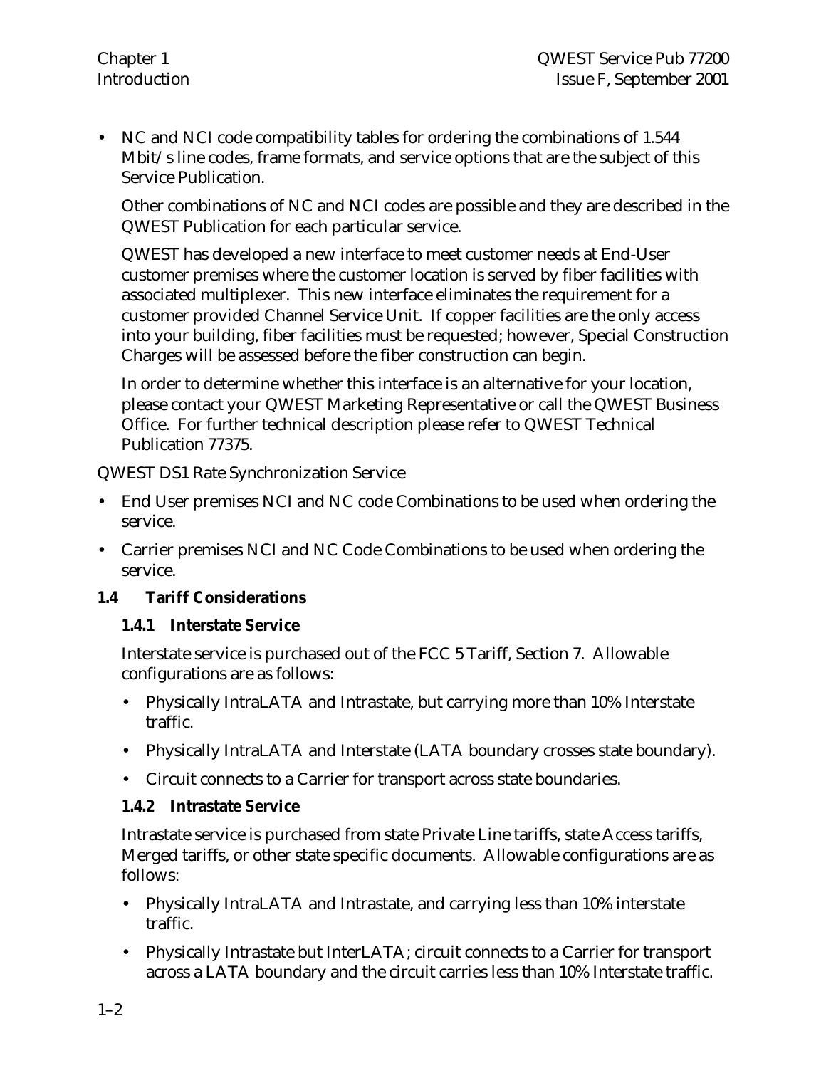- NC and NCI code compatibility tables for ordering the combinations of 1.544 Mbit/s line codes, frame formats, and service options that are the subject of this Service Publication.

  Other combinations of NC and NCI codes are possible and they are described in the QWEST Publication for each particular service.

  QWEST has developed a new interface to meet customer needs at End-User customer premises where the customer location is served by fiber facilities with associated multiplexer. This new interface eliminates the requirement for a customer provided Channel Service Unit. If copper facilities are the only access into your building, fiber facilities must be requested; however, Special Construction Charges will be assessed before the fiber construction can begin.

  In order to determine whether this interface is an alternative for your location, please contact your QWEST Marketing Representative or call the QWEST Business Office. For further technical description please refer to QWEST Technical Publication 77375.

QWEST DS1 Rate Synchronization Service

- End User premises NCI and NC code Combinations to be used when ordering the service.
- Carrier premises NCI and NC Code Combinations to be used when ordering the service.

## 1.4 Tariff Considerations

### 1.4.1 Interstate Service

Interstate service is purchased out of the FCC 5 Tariff, Section 7. Allowable configurations are as follows:

- Physically IntraLATA and Intrastate, but carrying more than 10% Interstate traffic.
- Physically IntraLATA and Interstate (LATA boundary crosses state boundary).
- Circuit connects to a Carrier for transport across state boundaries.

### 1.4.2 Intrastate Service

Intrastate service is purchased from state Private Line tariffs, state Access tariffs, Merged tariffs, or other state specific documents. Allowable configurations are as follows:

- Physically IntraLATA and Intrastate, and carrying less than 10% interstate traffic.
- Physically Intrastate but InterLATA; circuit connects to a Carrier for transport across a LATA boundary and the circuit carries less than 10% Interstate traffic.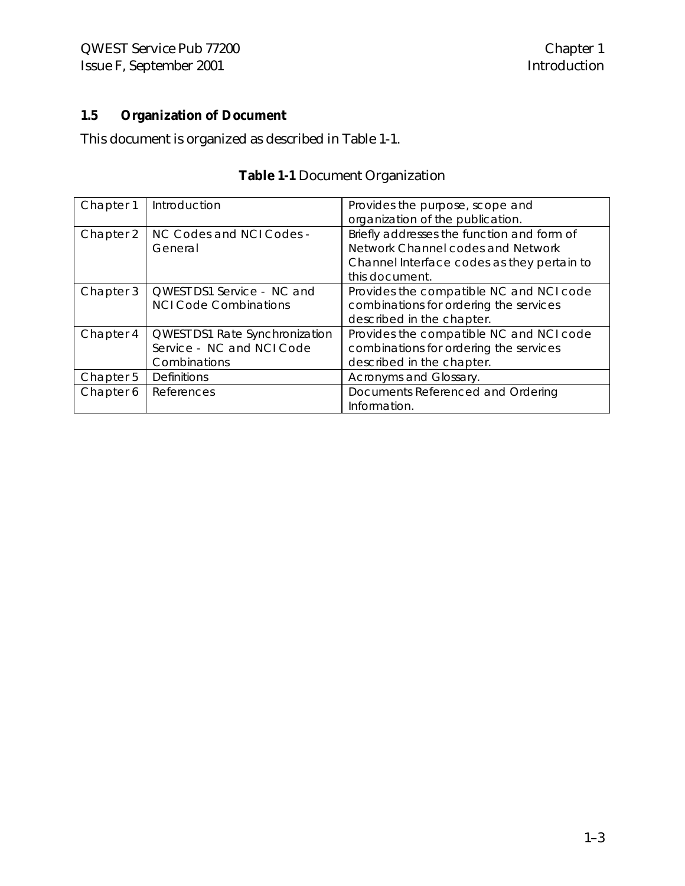## 1.5 Organization of Document

This document is organized as described in Table 1-1.

**Table 1-1** Document Organization

| | | |
|---|---|---|
| Chapter 1 | Introduction | Provides the purpose, scope and organization of the publication. |
| Chapter 2 | NC Codes and NCI Codes - General | Briefly addresses the function and form of Network Channel codes and Network Channel Interface codes as they pertain to this document. |
| Chapter 3 | QWEST DS1 Service - NC and NCI Code Combinations | Provides the compatible NC and NCI code combinations for ordering the services described in the chapter. |
| Chapter 4 | QWEST DS1 Rate Synchronization Service - NC and NCI Code Combinations | Provides the compatible NC and NCI code combinations for ordering the services described in the chapter. |
| Chapter 5 | Definitions | Acronyms and Glossary. |
| Chapter 6 | References | Documents Referenced and Ordering Information. |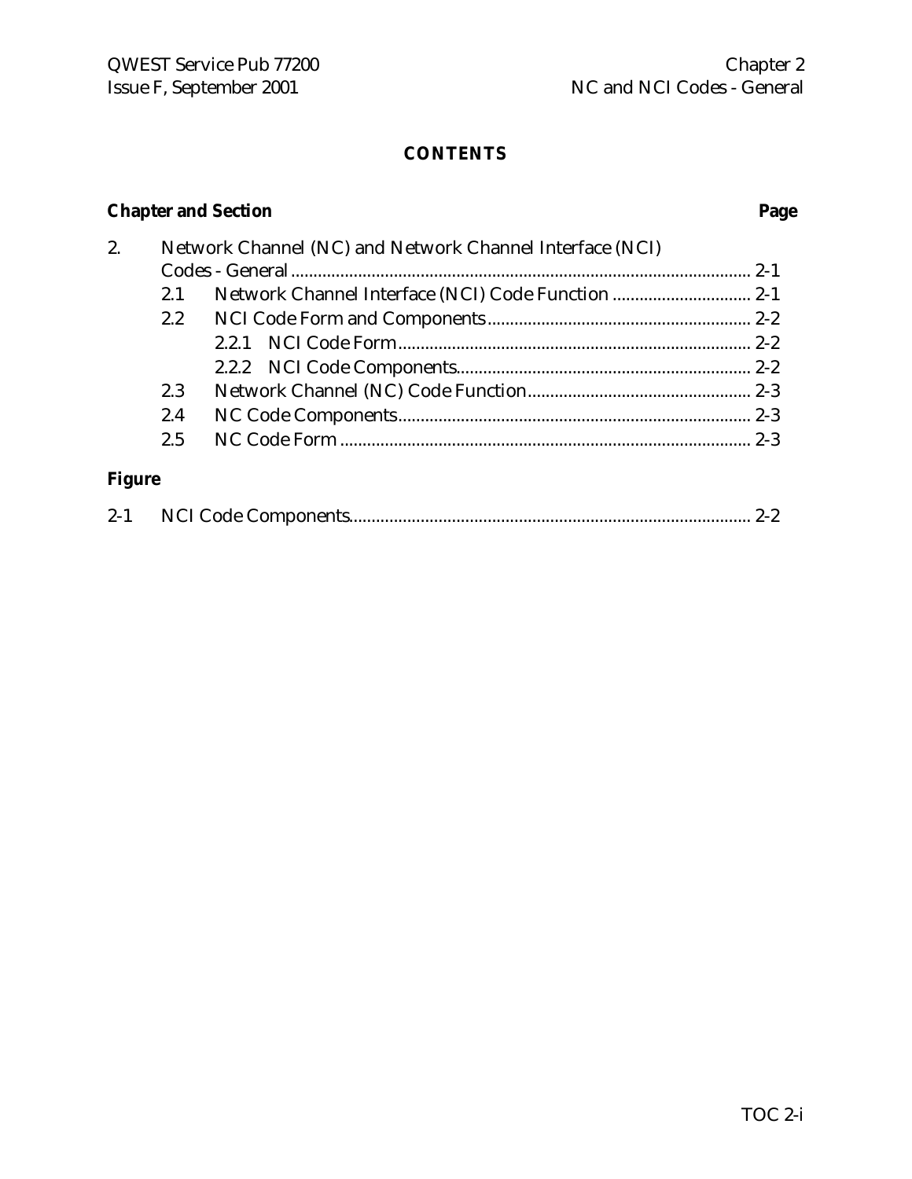# CONTENTS

| Chapter and Section | | Page |
|---|---|---|
| 2. | Network Channel (NC) and Network Channel Interface (NCI) Codes - General | 2-1 |
| 2.1 | Network Channel Interface (NCI) Code Function | 2-1 |
| 2.2 | NCI Code Form and Components | 2-2 |
| 2.2.1 | NCI Code Form | 2-2 |
| 2.2.2 | NCI Code Components | 2-2 |
| 2.3 | Network Channel (NC) Code Function | 2-3 |
| 2.4 | NC Code Components | 2-3 |
| 2.5 | NC Code Form | 2-3 |

**Figure**

| | | |
|---|---|---|
| 2-1 | NCI Code Components | 2-2 |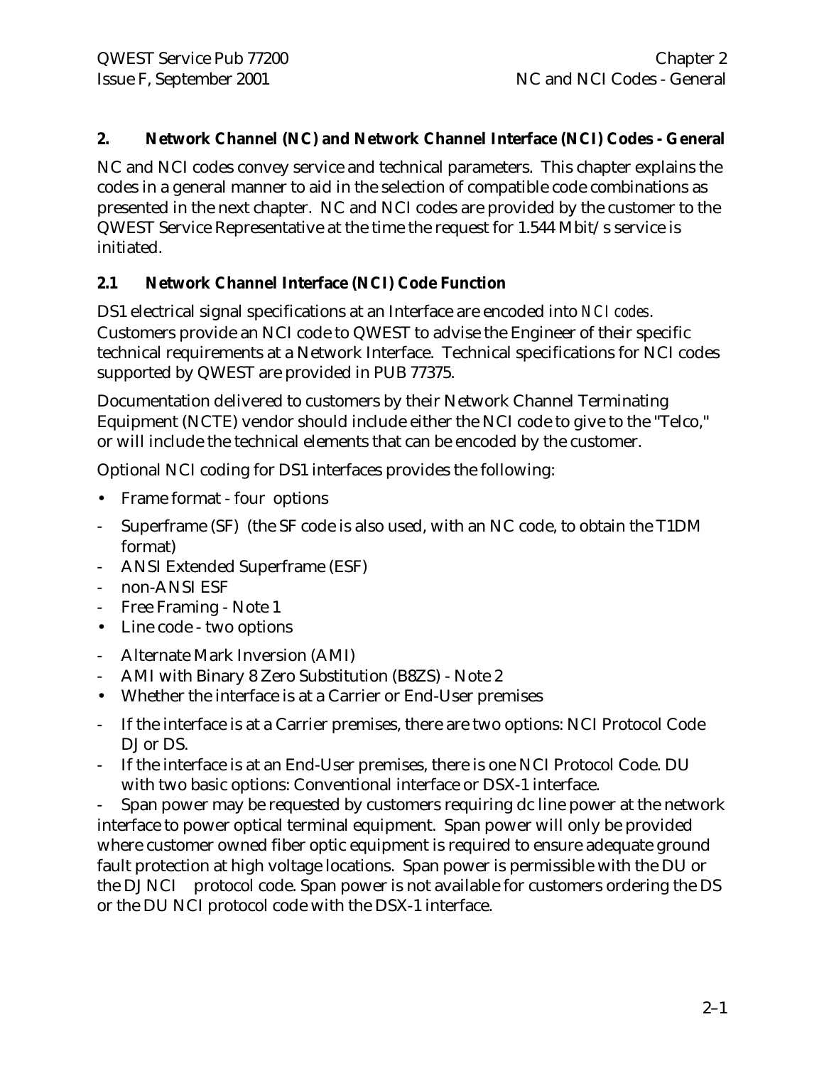## 2. Network Channel (NC) and Network Channel Interface (NCI) Codes - General

NC and NCI codes convey service and technical parameters. This chapter explains the codes in a general manner to aid in the selection of compatible code combinations as presented in the next chapter. NC and NCI codes are provided by the customer to the QWEST Service Representative at the time the request for 1.544 Mbit/s service is initiated.

### 2.1 Network Channel Interface (NCI) Code Function

DS1 electrical signal specifications at an Interface are encoded into *NCI codes*. Customers provide an NCI code to QWEST to advise the Engineer of their specific technical requirements at a Network Interface. Technical specifications for NCI codes supported by QWEST are provided in PUB 77375.

Documentation delivered to customers by their Network Channel Terminating Equipment (NCTE) vendor should include either the NCI code to give to the "Telco," or will include the technical elements that can be encoded by the customer.

Optional NCI coding for DS1 interfaces provides the following:

- Frame format - four options
  - Superframe (SF) (the SF code is also used, with an NC code, to obtain the T1DM format)
  - ANSI Extended Superframe (ESF)
  - non-ANSI ESF
  - Free Framing - Note 1
- Line code - two options
  - Alternate Mark Inversion (AMI)
  - AMI with Binary 8 Zero Substitution (B8ZS) - Note 2
- Whether the interface is at a Carrier or End-User premises
  - If the interface is at a Carrier premises, there are two options: NCI Protocol Code DJ or DS.
  - If the interface is at an End-User premises, there is one NCI Protocol Code. DU with two basic options: Conventional interface or DSX-1 interface.
  - Span power may be requested by customers requiring dc line power at the network interface to power optical terminal equipment. Span power will only be provided where customer owned fiber optic equipment is required to ensure adequate ground fault protection at high voltage locations. Span power is permissible with the DU or the DJ NCI protocol code. Span power is not available for customers ordering the DS or the DU NCI protocol code with the DSX-1 interface.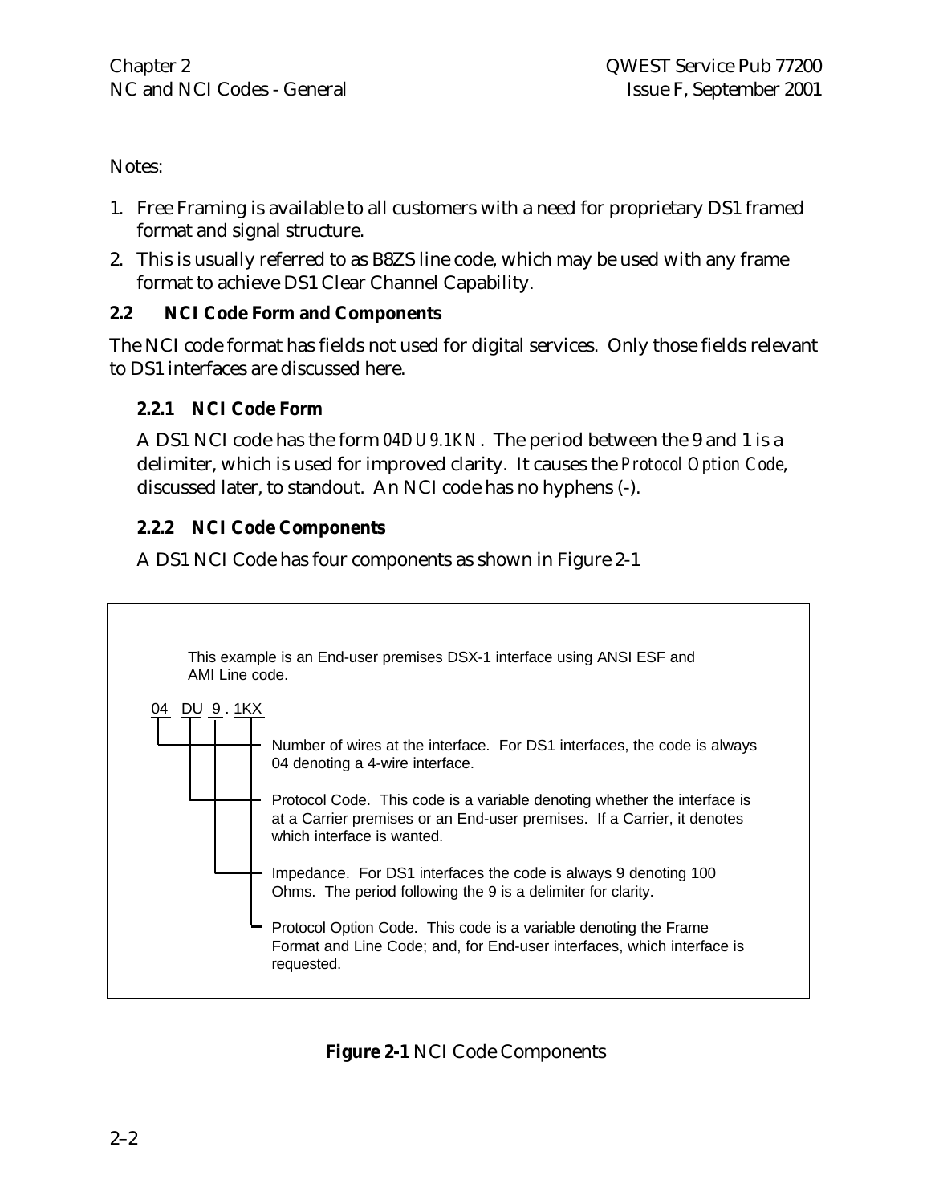Notes:

1. Free Framing is available to all customers with a need for proprietary DS1 framed format and signal structure.
2. This is usually referred to as B8ZS line code, which may be used with any frame format to achieve DS1 Clear Channel Capability.

## 2.2 NCI Code Form and Components

The NCI code format has fields not used for digital services. Only those fields relevant to DS1 interfaces are discussed here.

### 2.2.1 NCI Code Form

A DS1 NCI code has the form *04DU9.1KN*. The period between the 9 and 1 is a delimiter, which is used for improved clarity. It causes the *Protocol Option Code*, discussed later, to standout. An NCI code has no hyphens (-).

### 2.2.2 NCI Code Components

A DS1 NCI Code has four components as shown in Figure 2-1

This example is an End-user premises DSX-1 interface using ANSI ESF and AMI Line code.

04 DU 9 . 1KX

- **04** — Number of wires at the interface. For DS1 interfaces, the code is always 04 denoting a 4-wire interface.
- **DU** — Protocol Code. This code is a variable denoting whether the interface is at a Carrier premises or an End-user premises. If a Carrier, it denotes which interface is wanted.
- **9** — Impedance. For DS1 interfaces the code is always 9 denoting 100 Ohms. The period following the 9 is a delimiter for clarity.
- **1KX** — Protocol Option Code. This code is a variable denoting the Frame Format and Line Code; and, for End-user interfaces, which interface is requested.

**Figure 2-1** NCI Code Components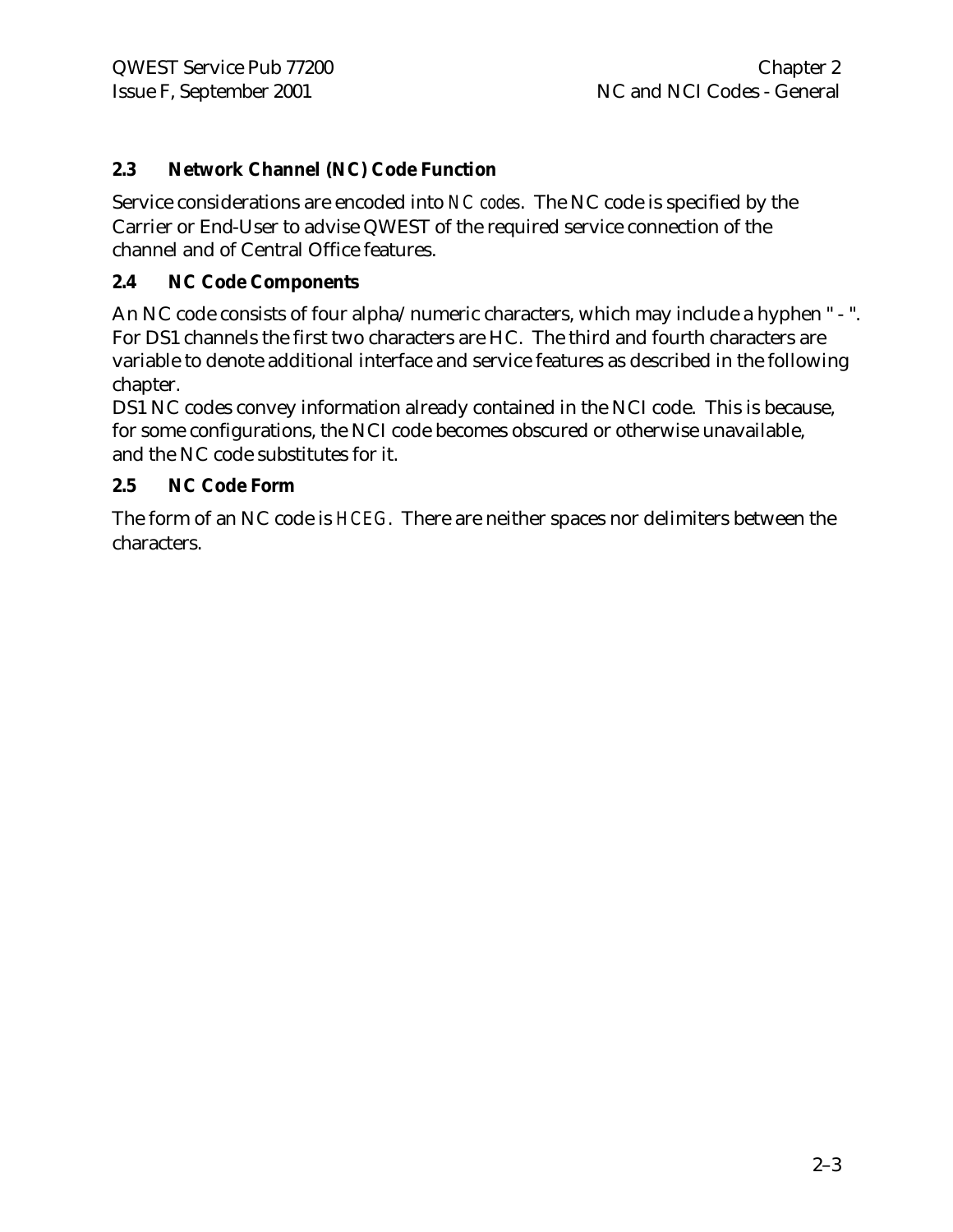### 2.3 Network Channel (NC) Code Function

Service considerations are encoded into *NC codes*. The NC code is specified by the Carrier or End-User to advise QWEST of the required service connection of the channel and of Central Office features.

### 2.4 NC Code Components

An NC code consists of four alpha/numeric characters, which may include a hyphen " - ". For DS1 channels the first two characters are HC. The third and fourth characters are variable to denote additional interface and service features as described in the following chapter.

DS1 NC codes convey information already contained in the NCI code. This is because, for some configurations, the NCI code becomes obscured or otherwise unavailable, and the NC code substitutes for it.

### 2.5 NC Code Form

The form of an NC code is *HCEG*. There are neither spaces nor delimiters between the characters.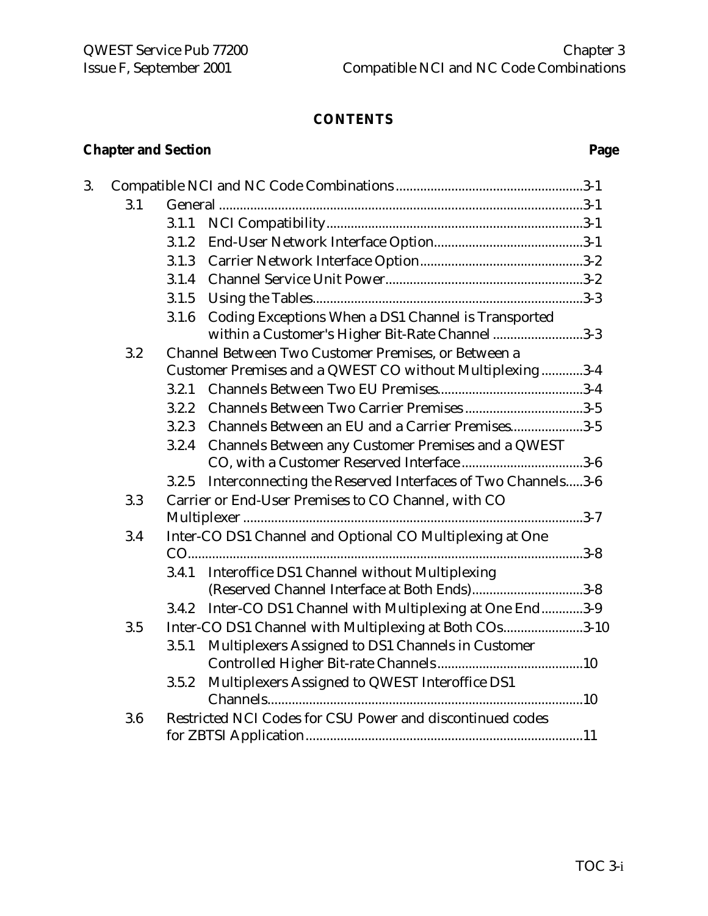**CONTENTS**

**Chapter and Section** **Page**

3. Compatible NCI and NC Code Combinations ......................................................3-1
   - 3.1 General ...........................................................................................3-1
     - 3.1.1 NCI Compatibility..........................................................................3-1
     - 3.1.2 End-User Network Interface Option...........................................3-1
     - 3.1.3 Carrier Network Interface Option...............................................3-2
     - 3.1.4 Channel Service Unit Power.........................................................3-2
     - 3.1.5 Using the Tables.............................................................................3-3
     - 3.1.6 Coding Exceptions When a DS1 Channel is Transported within a Customer's Higher Bit-Rate Channel ..........................3-3
   - 3.2 Channel Between Two Customer Premises, or Between a Customer Premises and a QWEST CO without Multiplexing ............3-4
     - 3.2.1 Channels Between Two EU Premises..........................................3-4
     - 3.2.2 Channels Between Two Carrier Premises ..................................3-5
     - 3.2.3 Channels Between an EU and a Carrier Premises.....................3-5
     - 3.2.4 Channels Between any Customer Premises and a QWEST CO, with a Customer Reserved Interface ...................................3-6
     - 3.2.5 Interconnecting the Reserved Interfaces of Two Channels.....3-6
   - 3.3 Carrier or End-User Premises to CO Channel, with CO Multiplexer ..................................................................................................3-7
   - 3.4 Inter-CO DS1 Channel and Optional CO Multiplexing at One CO...................................................................................................................3-8
     - 3.4.1 Interoffice DS1 Channel without Multiplexing (Reserved Channel Interface at Both Ends)................................3-8
     - 3.4.2 Inter-CO DS1 Channel with Multiplexing at One End............3-9
   - 3.5 Inter-CO DS1 Channel with Multiplexing at Both COs.......................3-10
     - 3.5.1 Multiplexers Assigned to DS1 Channels in Customer Controlled Higher Bit-rate Channels..........................................10
     - 3.5.2 Multiplexers Assigned to QWEST Interoffice DS1 Channels..........................................................................................10
   - 3.6 Restricted NCI Codes for CSU Power and discontinued codes for ZBTSI Application................................................................................11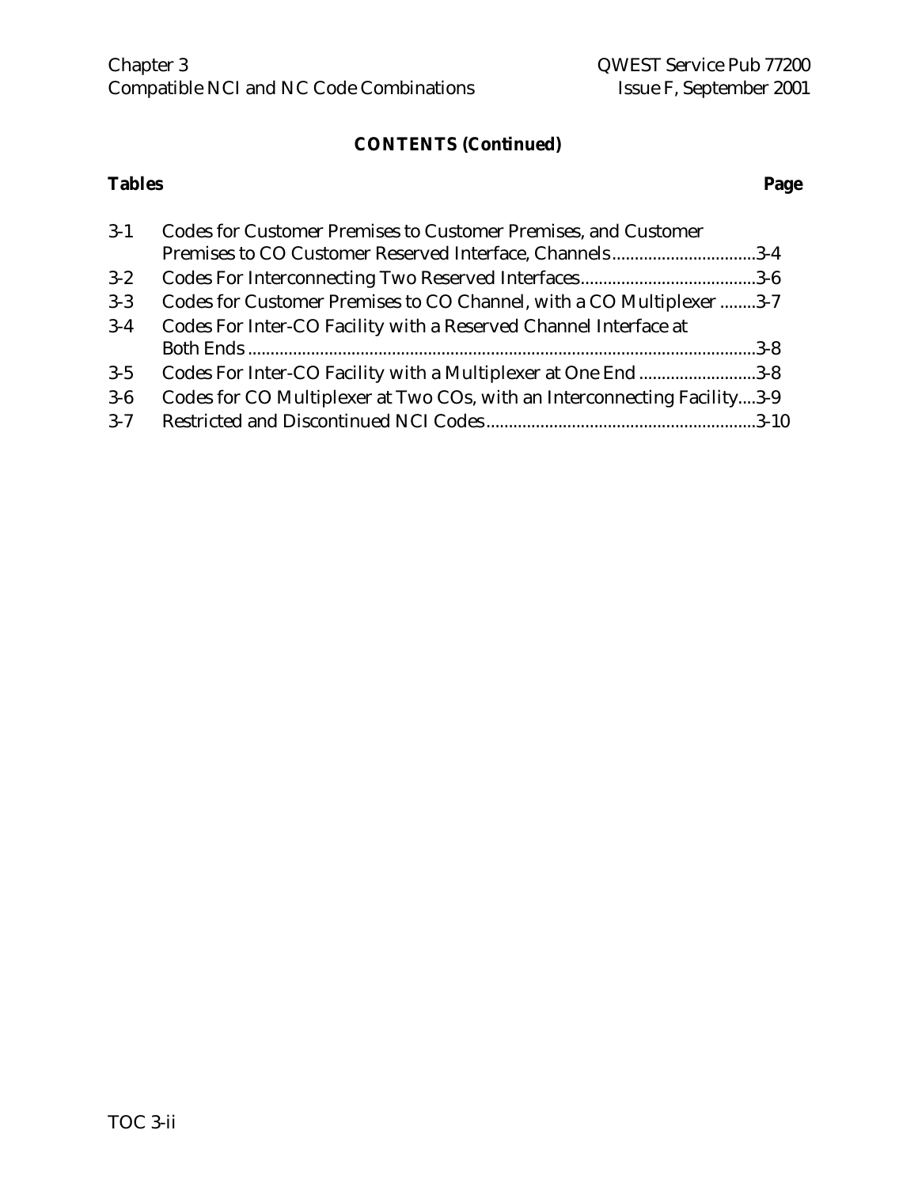## CONTENTS (Continued)

| Tables | | Page |
|---|---|---|
| 3-1 | Codes for Customer Premises to Customer Premises, and Customer Premises to CO Customer Reserved Interface, Channels | 3-4 |
| 3-2 | Codes For Interconnecting Two Reserved Interfaces | 3-6 |
| 3-3 | Codes for Customer Premises to CO Channel, with a CO Multiplexer | 3-7 |
| 3-4 | Codes For Inter-CO Facility with a Reserved Channel Interface at Both Ends | 3-8 |
| 3-5 | Codes For Inter-CO Facility with a Multiplexer at One End | 3-8 |
| 3-6 | Codes for CO Multiplexer at Two COs, with an Interconnecting Facility | 3-9 |
| 3-7 | Restricted and Discontinued NCI Codes | 3-10 |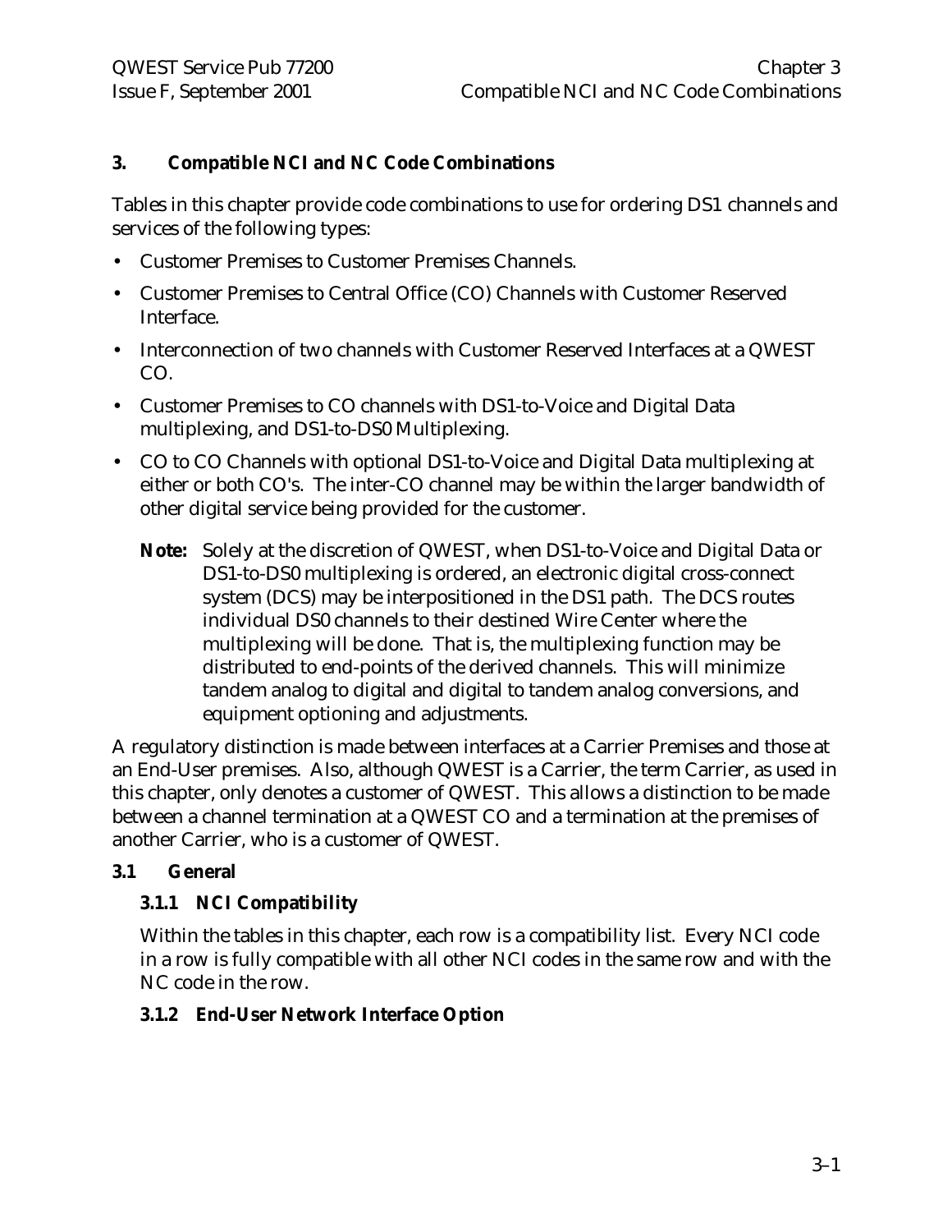# 3. Compatible NCI and NC Code Combinations

Tables in this chapter provide code combinations to use for ordering DS1 channels and services of the following types:

- Customer Premises to Customer Premises Channels.
- Customer Premises to Central Office (CO) Channels with Customer Reserved Interface.
- Interconnection of two channels with Customer Reserved Interfaces at a QWEST CO.
- Customer Premises to CO channels with DS1-to-Voice and Digital Data multiplexing, and DS1-to-DS0 Multiplexing.
- CO to CO Channels with optional DS1-to-Voice and Digital Data multiplexing at either or both CO's. The inter-CO channel may be within the larger bandwidth of other digital service being provided for the customer.

  **Note:** Solely at the discretion of QWEST, when DS1-to-Voice and Digital Data or DS1-to-DS0 multiplexing is ordered, an electronic digital cross-connect system (DCS) may be interpositioned in the DS1 path. The DCS routes individual DS0 channels to their destined Wire Center where the multiplexing will be done. That is, the multiplexing function may be distributed to end-points of the derived channels. This will minimize tandem analog to digital and digital to tandem analog conversions, and equipment optioning and adjustments.

A regulatory distinction is made between interfaces at a Carrier Premises and those at an End-User premises. Also, although QWEST is a Carrier, the term Carrier, as used in this chapter, only denotes a customer of QWEST. This allows a distinction to be made between a channel termination at a QWEST CO and a termination at the premises of another Carrier, who is a customer of QWEST.

## 3.1 General

### 3.1.1 NCI Compatibility

Within the tables in this chapter, each row is a compatibility list. Every NCI code in a row is fully compatible with all other NCI codes in the same row and with the NC code in the row.

### 3.1.2 End-User Network Interface Option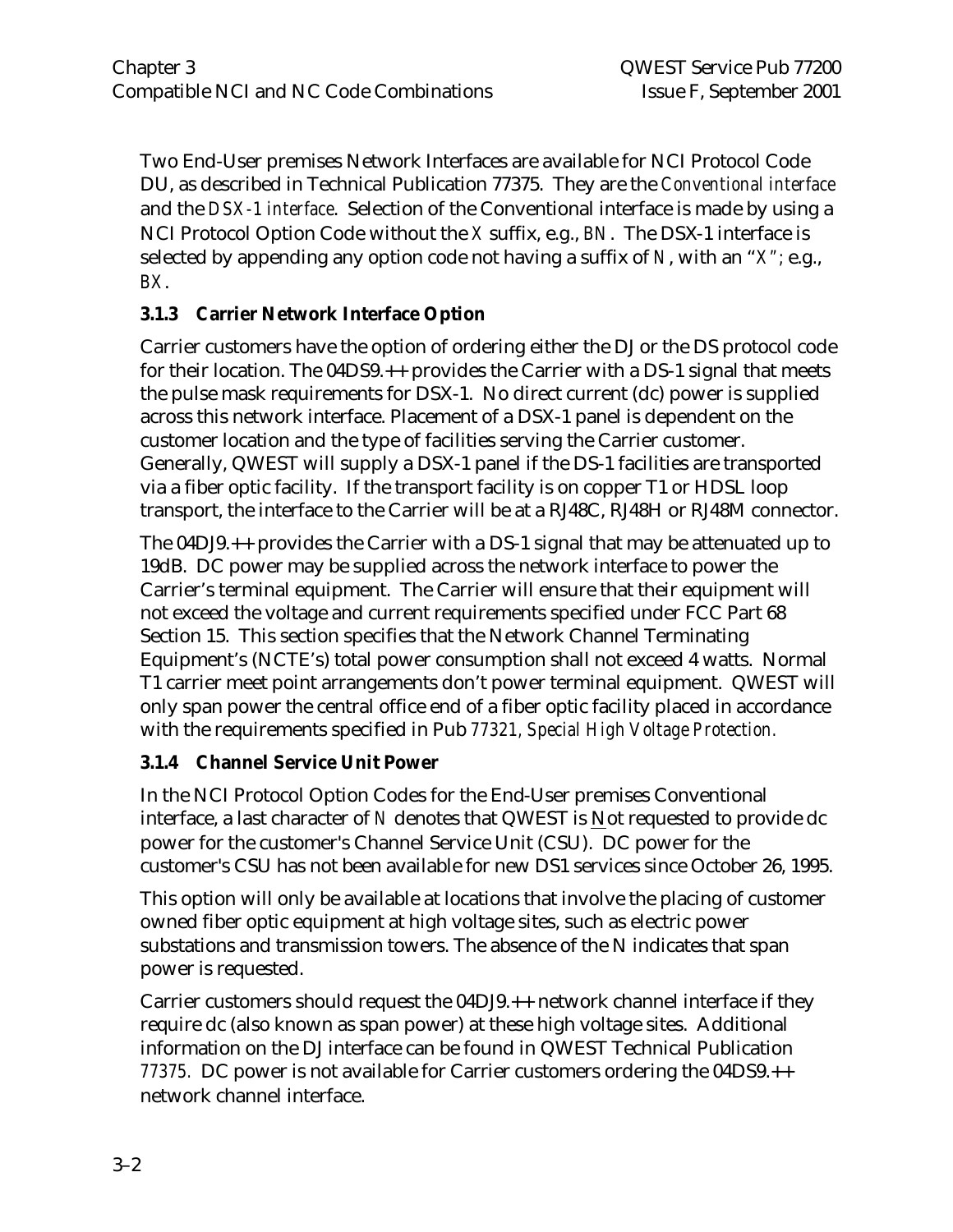Two End-User premises Network Interfaces are available for NCI Protocol Code DU, as described in Technical Publication 77375. They are the *Conventional interface* and the *DSX-1 interface*. Selection of the Conventional interface is made by using a NCI Protocol Option Code without the *X* suffix, e.g., *BN*. The DSX-1 interface is selected by appending any option code not having a suffix of *N*, with an "*X*"; e.g., *BX*.

### 3.1.3 Carrier Network Interface Option

Carrier customers have the option of ordering either the DJ or the DS protocol code for their location. The 04DS9.++ provides the Carrier with a DS-1 signal that meets the pulse mask requirements for DSX-1. No direct current (dc) power is supplied across this network interface. Placement of a DSX-1 panel is dependent on the customer location and the type of facilities serving the Carrier customer. Generally, QWEST will supply a DSX-1 panel if the DS-1 facilities are transported via a fiber optic facility. If the transport facility is on copper T1 or HDSL loop transport, the interface to the Carrier will be at a RJ48C, RJ48H or RJ48M connector.

The 04DJ9.++ provides the Carrier with a DS-1 signal that may be attenuated up to 19dB. DC power may be supplied across the network interface to power the Carrier's terminal equipment. The Carrier will ensure that their equipment will not exceed the voltage and current requirements specified under FCC Part 68 Section 15. This section specifies that the Network Channel Terminating Equipment's (NCTE's) total power consumption shall not exceed 4 watts. Normal T1 carrier meet point arrangements don't power terminal equipment. QWEST will only span power the central office end of a fiber optic facility placed in accordance with the requirements specified in Pub *77321, Special High Voltage Protection.*

### 3.1.4 Channel Service Unit Power

In the NCI Protocol Option Codes for the End-User premises Conventional interface, a last character of *N* denotes that QWEST is <u>N</u>ot requested to provide dc power for the customer's Channel Service Unit (CSU). DC power for the customer's CSU has not been available for new DS1 services since October 26, 1995.

This option will only be available at locations that involve the placing of customer owned fiber optic equipment at high voltage sites, such as electric power substations and transmission towers. The absence of the N indicates that span power is requested.

Carrier customers should request the 04DJ9.++ network channel interface if they require dc (also known as span power) at these high voltage sites. Additional information on the DJ interface can be found in QWEST Technical Publication *77375*. DC power is not available for Carrier customers ordering the 04DS9.++ network channel interface.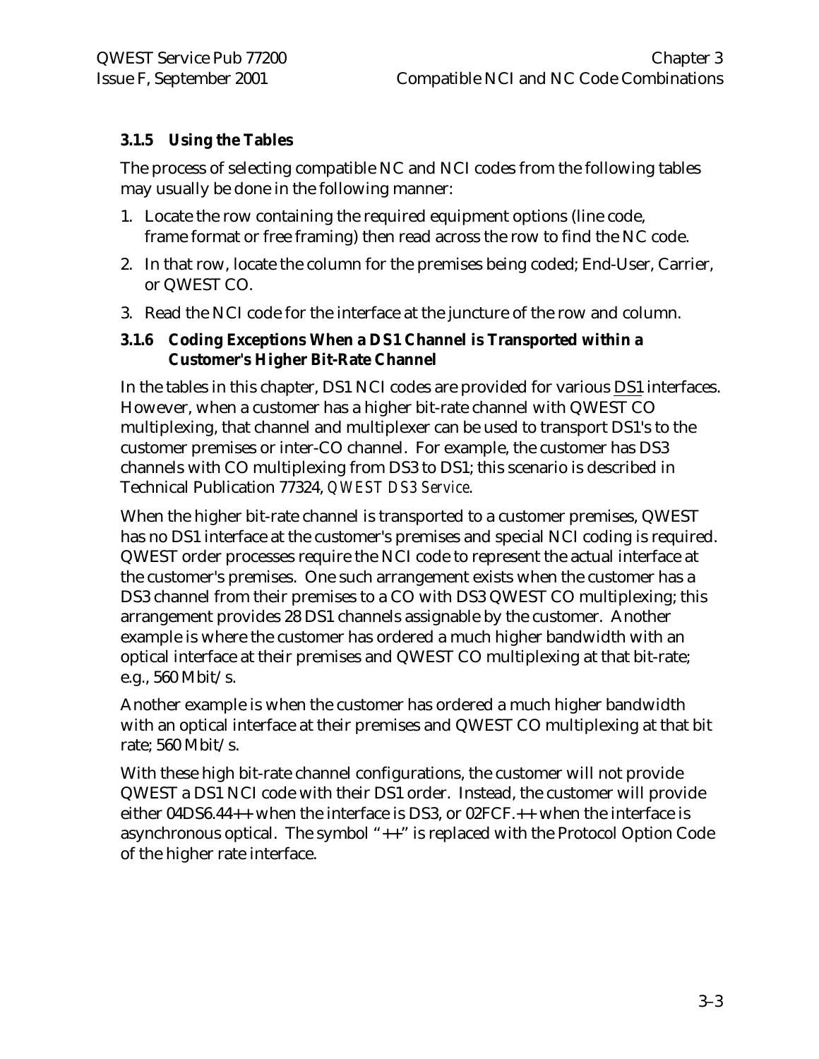### 3.1.5 Using the Tables

The process of selecting compatible NC and NCI codes from the following tables may usually be done in the following manner:

1. Locate the row containing the required equipment options (line code, frame format or free framing) then read across the row to find the NC code.
2. In that row, locate the column for the premises being coded; End-User, Carrier, or QWEST CO.
3. Read the NCI code for the interface at the juncture of the row and column.

### 3.1.6 Coding Exceptions When a DS1 Channel is Transported within a Customer's Higher Bit-Rate Channel

In the tables in this chapter, DS1 NCI codes are provided for various DS1 interfaces. However, when a customer has a higher bit-rate channel with QWEST CO multiplexing, that channel and multiplexer can be used to transport DS1's to the customer premises or inter-CO channel. For example, the customer has DS3 channels with CO multiplexing from DS3 to DS1; this scenario is described in Technical Publication 77324, *QWEST DS3 Service*.

When the higher bit-rate channel is transported to a customer premises, QWEST has no DS1 interface at the customer's premises and special NCI coding is required. QWEST order processes require the NCI code to represent the actual interface at the customer's premises. One such arrangement exists when the customer has a DS3 channel from their premises to a CO with DS3 QWEST CO multiplexing; this arrangement provides 28 DS1 channels assignable by the customer. Another example is where the customer has ordered a much higher bandwidth with an optical interface at their premises and QWEST CO multiplexing at that bit-rate; e.g., 560 Mbit/s.

Another example is when the customer has ordered a much higher bandwidth with an optical interface at their premises and QWEST CO multiplexing at that bit rate; 560 Mbit/s.

With these high bit-rate channel configurations, the customer will not provide QWEST a DS1 NCI code with their DS1 order. Instead, the customer will provide either 04DS6.44++ when the interface is DS3, or 02FCF.++ when the interface is asynchronous optical. The symbol "++" is replaced with the Protocol Option Code of the higher rate interface.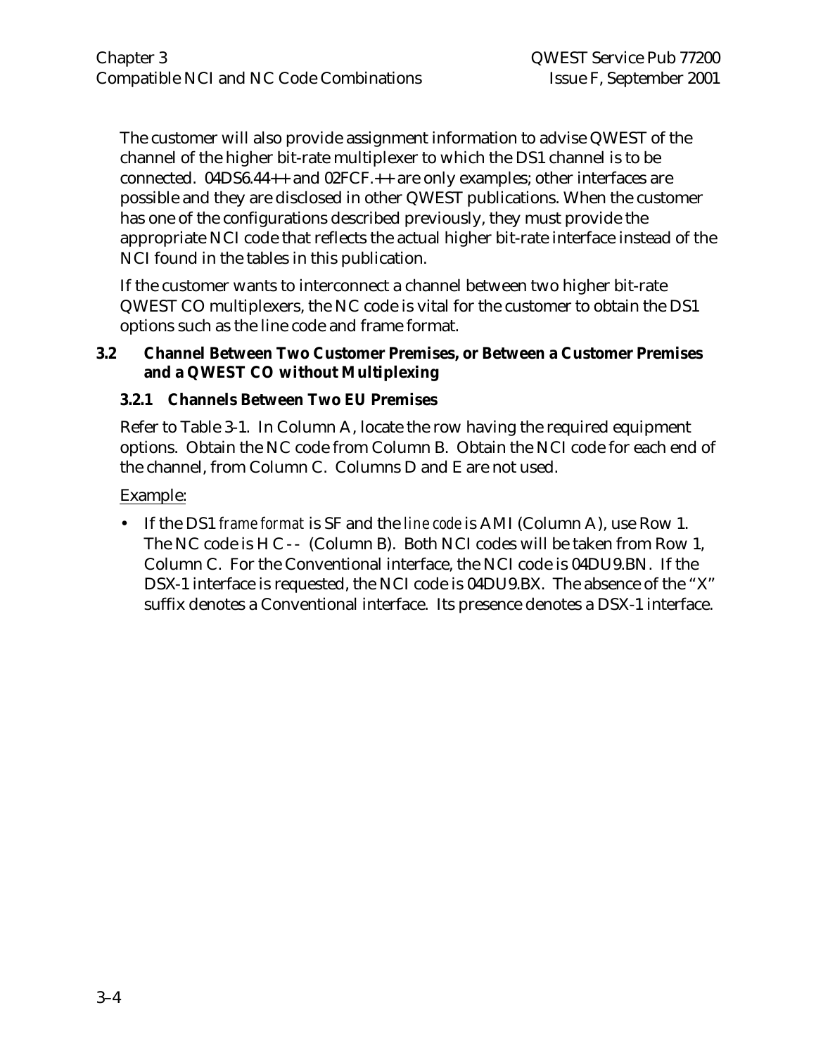The customer will also provide assignment information to advise QWEST of the channel of the higher bit-rate multiplexer to which the DS1 channel is to be connected. 04DS6.44++ and 02FCF.++ are only examples; other interfaces are possible and they are disclosed in other QWEST publications. When the customer has one of the configurations described previously, they must provide the appropriate NCI code that reflects the actual higher bit-rate interface instead of the NCI found in the tables in this publication.

If the customer wants to interconnect a channel between two higher bit-rate QWEST CO multiplexers, the NC code is vital for the customer to obtain the DS1 options such as the line code and frame format.

## 3.2 Channel Between Two Customer Premises, or Between a Customer Premises and a QWEST CO without Multiplexing

### 3.2.1 Channels Between Two EU Premises

Refer to Table 3-1. In Column A, locate the row having the required equipment options. Obtain the NC code from Column B. Obtain the NCI code for each end of the channel, from Column C. Columns D and E are not used.

Example:

- If the DS1 *frame format* is SF and the *line code* is AMI (Column A), use Row 1. The NC code is H C - - (Column B). Both NCI codes will be taken from Row 1, Column C. For the Conventional interface, the NCI code is 04DU9.BN. If the DSX-1 interface is requested, the NCI code is 04DU9.BX. The absence of the "X" suffix denotes a Conventional interface. Its presence denotes a DSX-1 interface.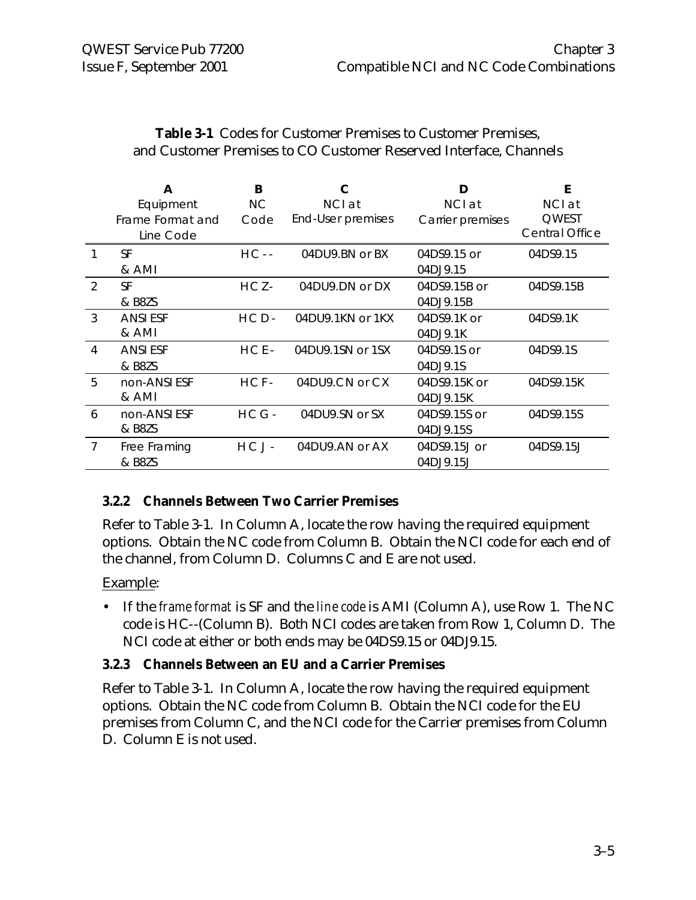**Table 3-1** Codes for Customer Premises to Customer Premises, and Customer Premises to CO Customer Reserved Interface, Channels

| | A<br>Equipment<br>Frame Format and<br>Line Code | B<br>NC<br>Code | C<br>NCI at<br>End-User premises | D<br>NCI at<br>Carrier premises | E<br>NCI at<br>QWEST<br>Central Office |
|---|---|---|---|---|---|
| 1 | SF<br>& AMI | HC - - | 04DU9.BN or BX | 04DS9.15 or<br>04DJ9.15 | 04DS9.15 |
| 2 | SF<br>& B8ZS | HC Z- | 04DU9.DN or DX | 04DS9.15B or<br>04DJ9.15B | 04DS9.15B |
| 3 | ANSI ESF<br>& AMI | HC D- | 04DU9.1KN or 1KX | 04DS9.1K or<br>04DJ9.1K | 04DS9.1K |
| 4 | ANSI ESF<br>& B8ZS | HC E- | 04DU9.1SN or 1SX | 04DS9.1S or<br>04DJ9.1S | 04DS9.1S |
| 5 | non-ANSI ESF<br>& AMI | HC F- | 04DU9.CN or CX | 04DS9.15K or<br>04DJ9.15K | 04DS9.15K |
| 6 | non-ANSI ESF<br>& B8ZS | HC G - | 04DU9.SN or SX | 04DS9.15S or<br>04DJ9.15S | 04DS9.15S |
| 7 | Free Framing<br>& B8ZS | HC J - | 04DU9.AN or AX | 04DS9.15J or<br>04DJ9.15J | 04DS9.15J |

### 3.2.2 Channels Between Two Carrier Premises

Refer to Table 3-1. In Column A, locate the row having the required equipment options. Obtain the NC code from Column B. Obtain the NCI code for each end of the channel, from Column D. Columns C and E are not used.

Example:

- If the *frame format* is SF and the *line code* is AMI (Column A), use Row 1. The NC code is HC--(Column B). Both NCI codes are taken from Row 1, Column D. The NCI code at either or both ends may be 04DS9.15 or 04DJ9.15.

### 3.2.3 Channels Between an EU and a Carrier Premises

Refer to Table 3-1. In Column A, locate the row having the required equipment options. Obtain the NC code from Column B. Obtain the NCI code for the EU premises from Column C, and the NCI code for the Carrier premises from Column D. Column E is not used.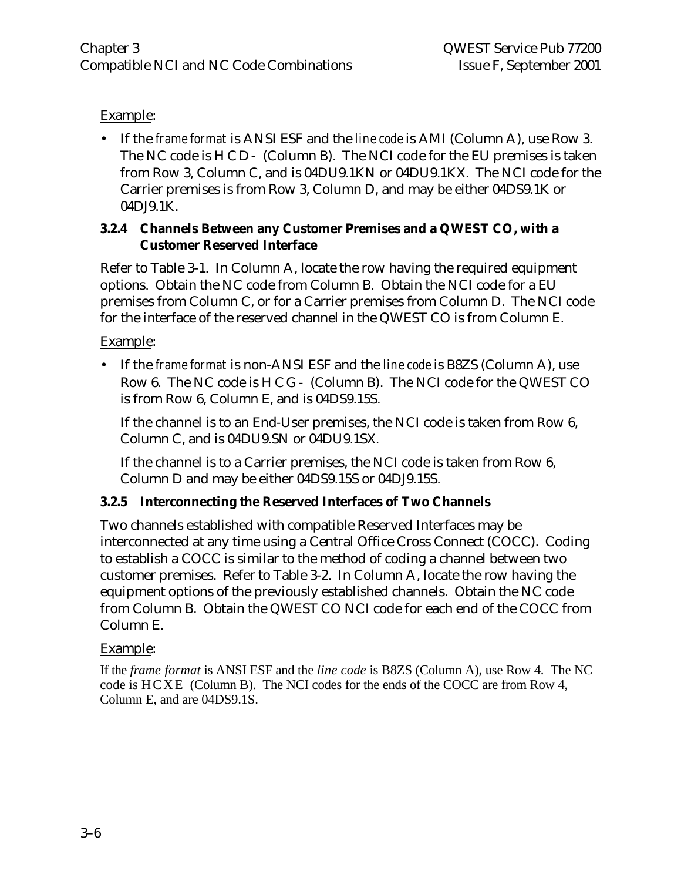Example:

- If the *frame format* is ANSI ESF and the *line code* is AMI (Column A), use Row 3. The NC code is H C D - (Column B). The NCI code for the EU premises is taken from Row 3, Column C, and is 04DU9.1KN or 04DU9.1KX. The NCI code for the Carrier premises is from Row 3, Column D, and may be either 04DS9.1K or 04DJ9.1K.

### 3.2.4 Channels Between any Customer Premises and a QWEST CO, with a Customer Reserved Interface

Refer to Table 3-1. In Column A, locate the row having the required equipment options. Obtain the NC code from Column B. Obtain the NCI code for a EU premises from Column C, or for a Carrier premises from Column D. The NCI code for the interface of the reserved channel in the QWEST CO is from Column E.

Example:

- If the *frame format* is non-ANSI ESF and the *line code* is B8ZS (Column A), use Row 6. The NC code is H C G - (Column B). The NCI code for the QWEST CO is from Row 6, Column E, and is 04DS9.15S.

  If the channel is to an End-User premises, the NCI code is taken from Row 6, Column C, and is 04DU9.SN or 04DU9.1SX.

  If the channel is to a Carrier premises, the NCI code is taken from Row 6, Column D and may be either 04DS9.15S or 04DJ9.15S.

### 3.2.5 Interconnecting the Reserved Interfaces of Two Channels

Two channels established with compatible Reserved Interfaces may be interconnected at any time using a Central Office Cross Connect (COCC). Coding to establish a COCC is similar to the method of coding a channel between two customer premises. Refer to Table 3-2. In Column A, locate the row having the equipment options of the previously established channels. Obtain the NC code from Column B. Obtain the QWEST CO NCI code for each end of the COCC from Column E.

Example:

If the *frame format* is ANSI ESF and the *line code* is B8ZS (Column A), use Row 4. The NC code is H C X E (Column B). The NCI codes for the ends of the COCC are from Row 4, Column E, and are 04DS9.1S.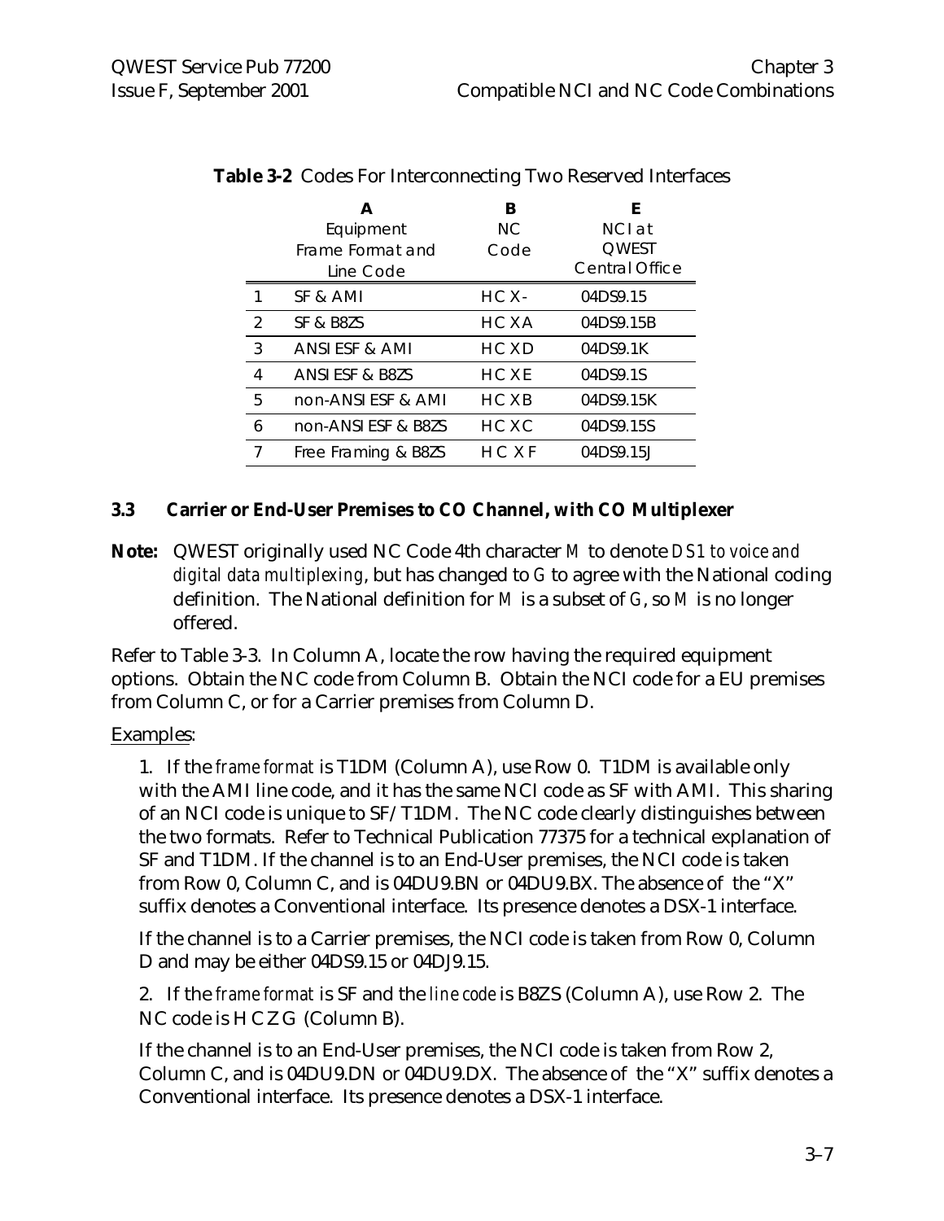**Table 3-2** Codes For Interconnecting Two Reserved Interfaces

| | A<br>Equipment<br>Frame Format and<br>Line Code | B<br>NC<br>Code | E<br>NCI at<br>QWEST<br>Central Office |
|---|---|---|---|
| 1 | SF & AMI | HCX- | 04DS9.15 |
| 2 | SF & B8ZS | HCXA | 04DS9.15B |
| 3 | ANSI ESF & AMI | HCXD | 04DS9.1K |
| 4 | ANSI ESF & B8ZS | HCXE | 04DS9.1S |
| 5 | non-ANSI ESF & AMI | HCXB | 04DS9.15K |
| 6 | non-ANSI ESF & B8ZS | HCXC | 04DS9.15S |
| 7 | Free Framing & B8ZS | HCXF | 04DS9.15J |

## 3.3 Carrier or End-User Premises to CO Channel, with CO Multiplexer

**Note:** QWEST originally used NC Code 4th character *M* to denote *DS1 to voice and digital data multiplexing*, but has changed to *G* to agree with the National coding definition. The National definition for *M* is a subset of *G*, so *M* is no longer offered.

Refer to Table 3-3. In Column A, locate the row having the required equipment options. Obtain the NC code from Column B. Obtain the NCI code for a EU premises from Column C, or for a Carrier premises from Column D.

Examples:

1. If the *frame format* is T1DM (Column A), use Row 0. T1DM is available only with the AMI line code, and it has the same NCI code as SF with AMI. This sharing of an NCI code is unique to SF/T1DM. The NC code clearly distinguishes between the two formats. Refer to Technical Publication 77375 for a technical explanation of SF and T1DM. If the channel is to an End-User premises, the NCI code is taken from Row 0, Column C, and is 04DU9.BN or 04DU9.BX. The absence of the "X" suffix denotes a Conventional interface. Its presence denotes a DSX-1 interface.

   If the channel is to a Carrier premises, the NCI code is taken from Row 0, Column D and may be either 04DS9.15 or 04DJ9.15.

2. If the *frame format* is SF and the *line code* is B8ZS (Column A), use Row 2. The NC code is HCZG (Column B).

   If the channel is to an End-User premises, the NCI code is taken from Row 2, Column C, and is 04DU9.DN or 04DU9.DX. The absence of the "X" suffix denotes a Conventional interface. Its presence denotes a DSX-1 interface.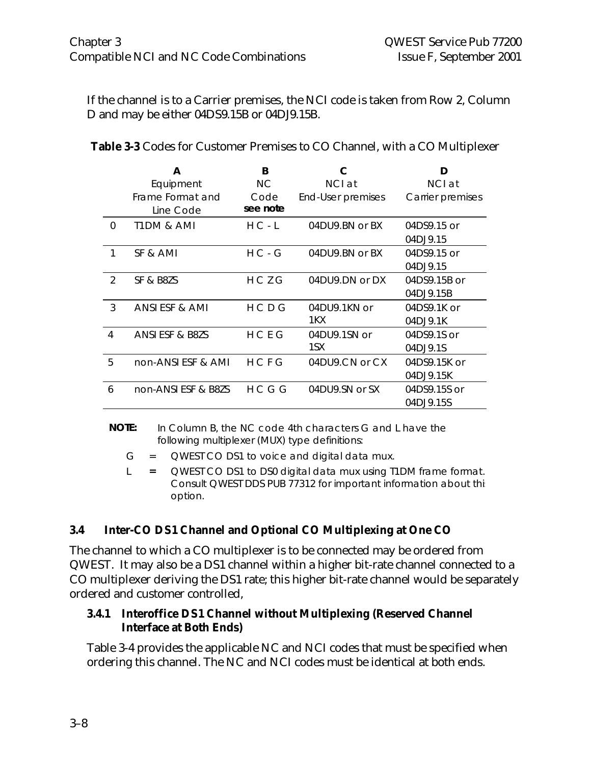If the channel is to a Carrier premises, the NCI code is taken from Row 2, Column D and may be either 04DS9.15B or 04DJ9.15B.

**Table 3-3** Codes for Customer Premises to CO Channel, with a CO Multiplexer

| | A<br>Equipment<br>Frame Format and<br>Line Code | B<br>NC<br>Code<br>**see note** | C<br>NCI at<br>End-User premises | D<br>NCI at<br>Carrier premises |
|---|---|---|---|---|
| 0 | T1DM & AMI | H C - L | 04DU9.BN or BX | 04DS9.15 or 04DJ9.15 |
| 1 | SF & AMI | H C - G | 04DU9.BN or BX | 04DS9.15 or 04DJ9.15 |
| 2 | SF & B8ZS | H C Z G | 04DU9.DN or DX | 04DS9.15B or 04DJ9.15B |
| 3 | ANSI ESF & AMI | H C D G | 04DU9.1KN or 1KX | 04DS9.1K or 04DJ9.1K |
| 4 | ANSI ESF & B8ZS | H C E G | 04DU9.1SN or 1SX | 04DS9.1S or 04DJ9.1S |
| 5 | non-ANSI ESF & AMI | H C F G | 04DU9.CN or CX | 04DS9.15K or 04DJ9.15K |
| 6 | non-ANSI ESF & B8ZS | H C G G | 04DU9.SN or SX | 04DS9.15S or 04DJ9.15S |

**NOTE:** In Column B, the NC code 4th characters G and L have the following multiplexer (MUX) type definitions:

- G = QWEST CO DS1 to voice and digital data mux.
- L = QWEST CO DS1 to DS0 digital data mux using T1DM frame format. Consult QWEST DDS PUB 77312 for important information about this option.

## 3.4 Inter-CO DS1 Channel and Optional CO Multiplexing at One CO

The channel to which a CO multiplexer is to be connected may be ordered from QWEST. It may also be a DS1 channel within a higher bit-rate channel connected to a CO multiplexer deriving the DS1 rate; this higher bit-rate channel would be separately ordered and customer controlled,

### 3.4.1 Interoffice DS1 Channel without Multiplexing (Reserved Channel Interface at Both Ends)

Table 3-4 provides the applicable NC and NCI codes that must be specified when ordering this channel. The NC and NCI codes must be identical at both ends.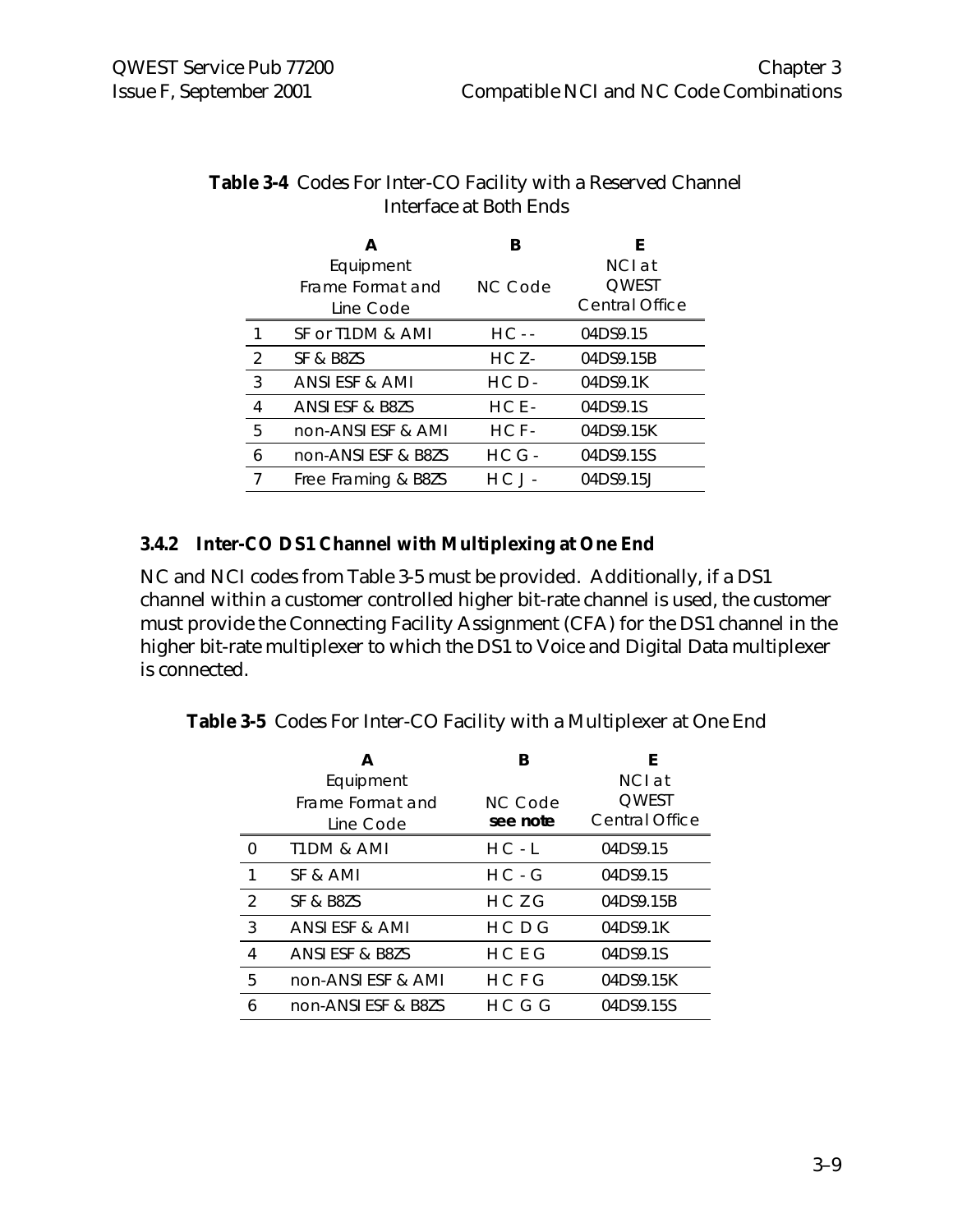**Table 3-4** Codes For Inter-CO Facility with a Reserved Channel Interface at Both Ends

| | A<br>Equipment<br>Frame Format and<br>Line Code | B<br>NC Code | E<br>NCI at<br>QWEST<br>Central Office |
|---|---|---|---|
| 1 | SF or T1DM & AMI | HC - - | 04DS9.15 |
| 2 | SF & B8ZS | HC Z- | 04DS9.15B |
| 3 | ANSI ESF & AMI | HC D- | 04DS9.1K |
| 4 | ANSI ESF & B8ZS | HC E- | 04DS9.1S |
| 5 | non-ANSI ESF & AMI | HC F- | 04DS9.15K |
| 6 | non-ANSI ESF & B8ZS | HC G - | 04DS9.15S |
| 7 | Free Framing & B8ZS | HC J - | 04DS9.15J |

### 3.4.2 Inter-CO DS1 Channel with Multiplexing at One End

NC and NCI codes from Table 3-5 must be provided. Additionally, if a DS1 channel within a customer controlled higher bit-rate channel is used, the customer must provide the Connecting Facility Assignment (CFA) for the DS1 channel in the higher bit-rate multiplexer to which the DS1 to Voice and Digital Data multiplexer is connected.

**Table 3-5** Codes For Inter-CO Facility with a Multiplexer at One End

| | A<br>Equipment<br>Frame Format and<br>Line Code | B<br>NC Code<br>**see note** | E<br>NCI at<br>QWEST<br>Central Office |
|---|---|---|---|
| 0 | T1DM & AMI | H C - L | 04DS9.15 |
| 1 | SF & AMI | H C - G | 04DS9.15 |
| 2 | SF & B8ZS | H C Z G | 04DS9.15B |
| 3 | ANSI ESF & AMI | H C D G | 04DS9.1K |
| 4 | ANSI ESF & B8ZS | H C E G | 04DS9.1S |
| 5 | non-ANSI ESF & AMI | H C F G | 04DS9.15K |
| 6 | non-ANSI ESF & B8ZS | H C G G | 04DS9.15S |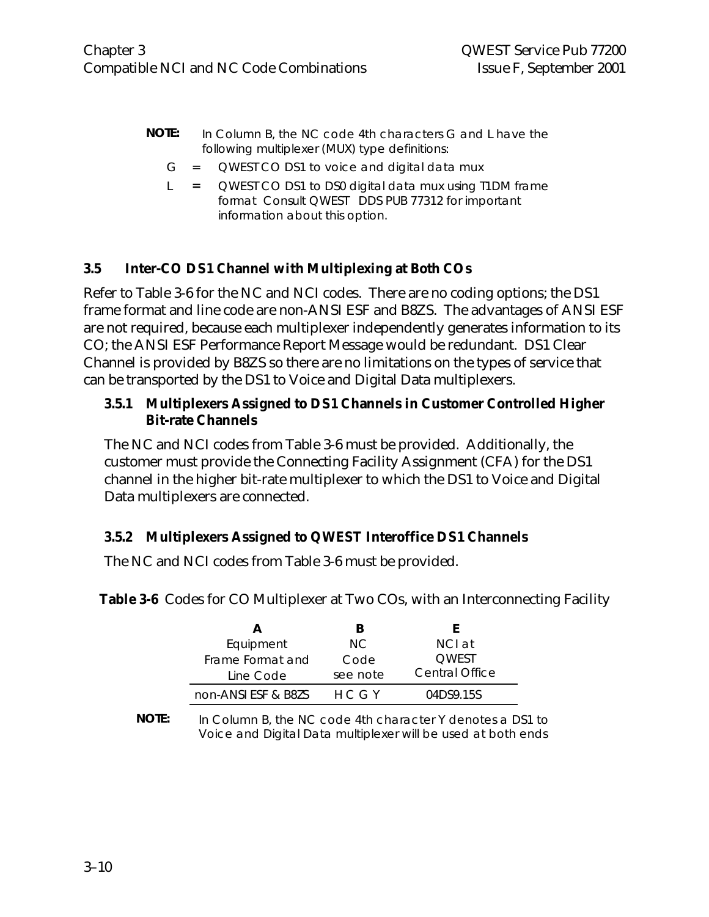**NOTE:** In Column B, the NC code 4th characters G and L have the following multiplexer (MUX) type definitions:

- G = QWEST CO DS1 to voice and digital data mux
- L = QWEST CO DS1 to DS0 digital data mux using T1DM frame format Consult QWEST DDS PUB 77312 for important information about this option.

### 3.5 Inter-CO DS1 Channel with Multiplexing at Both COs

Refer to Table 3-6 for the NC and NCI codes. There are no coding options; the DS1 frame format and line code are non-ANSI ESF and B8ZS. The advantages of ANSI ESF are not required, because each multiplexer independently generates information to its CO; the ANSI ESF Performance Report Message would be redundant. DS1 Clear Channel is provided by B8ZS so there are no limitations on the types of service that can be transported by the DS1 to Voice and Digital Data multiplexers.

#### 3.5.1 Multiplexers Assigned to DS1 Channels in Customer Controlled Higher Bit-rate Channels

The NC and NCI codes from Table 3-6 must be provided. Additionally, the customer must provide the Connecting Facility Assignment (CFA) for the DS1 channel in the higher bit-rate multiplexer to which the DS1 to Voice and Digital Data multiplexers are connected.

#### 3.5.2 Multiplexers Assigned to QWEST Interoffice DS1 Channels

The NC and NCI codes from Table 3-6 must be provided.

**Table 3-6** Codes for CO Multiplexer at Two COs, with an Interconnecting Facility

| A<br>Equipment<br>Frame Format and<br>Line Code | B<br>NC<br>Code<br>see note | E<br>NCI at<br>QWEST<br>Central Office |
|---|---|---|
| non-ANSI ESF & B8ZS | H C G Y | 04DS9.15S |

**NOTE:** In Column B, the NC code 4th character Y denotes a DS1 to Voice and Digital Data multiplexer will be used at both ends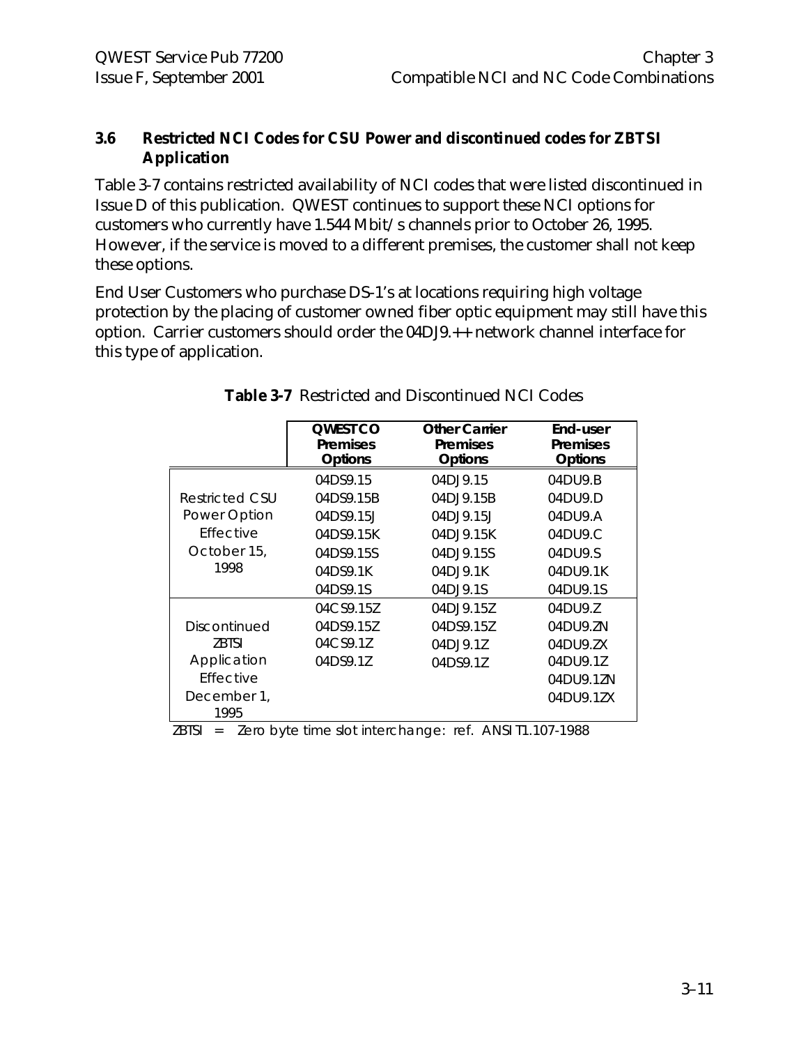### 3.6 Restricted NCI Codes for CSU Power and discontinued codes for ZBTSI Application

Table 3-7 contains restricted availability of NCI codes that were listed discontinued in Issue D of this publication. QWEST continues to support these NCI options for customers who currently have 1.544 Mbit/s channels prior to October 26, 1995. However, if the service is moved to a different premises, the customer shall not keep these options.

End User Customers who purchase DS-1's at locations requiring high voltage protection by the placing of customer owned fiber optic equipment may still have this option. Carrier customers should order the 04DJ9.++ network channel interface for this type of application.

**Table 3-7** Restricted and Discontinued NCI Codes

| | QWEST CO Premises Options | Other Carrier Premises Options | End-user Premises Options |
|---|---|---|---|
| Restricted CSU Power Option Effective October 15, 1998 | 04DS9.15 | 04DJ9.15 | 04DU9.B |
| | 04DS9.15B | 04DJ9.15B | 04DU9.D |
| | 04DS9.15J | 04DJ9.15J | 04DU9.A |
| | 04DS9.15K | 04DJ9.15K | 04DU9.C |
| | 04DS9.15S | 04DJ9.15S | 04DU9.S |
| | 04DS9.1K | 04DJ9.1K | 04DU9.1K |
| | 04DS9.1S | 04DJ9.1S | 04DU9.1S |
| Discontinued ZBTSI Application Effective December 1, 1995 | 04CS9.15Z | 04DJ9.15Z | 04DU9.Z |
| | 04DS9.15Z | 04DS9.15Z | 04DU9.ZN |
| | 04CS9.1Z | 04DJ9.1Z | 04DU9.ZX |
| | 04DS9.1Z | 04DS9.1Z | 04DU9.1Z |
| | | | 04DU9.1ZN |
| | | | 04DU9.1ZX |

ZBTSI = Zero byte time slot interchange: ref. ANSI T1.107-1988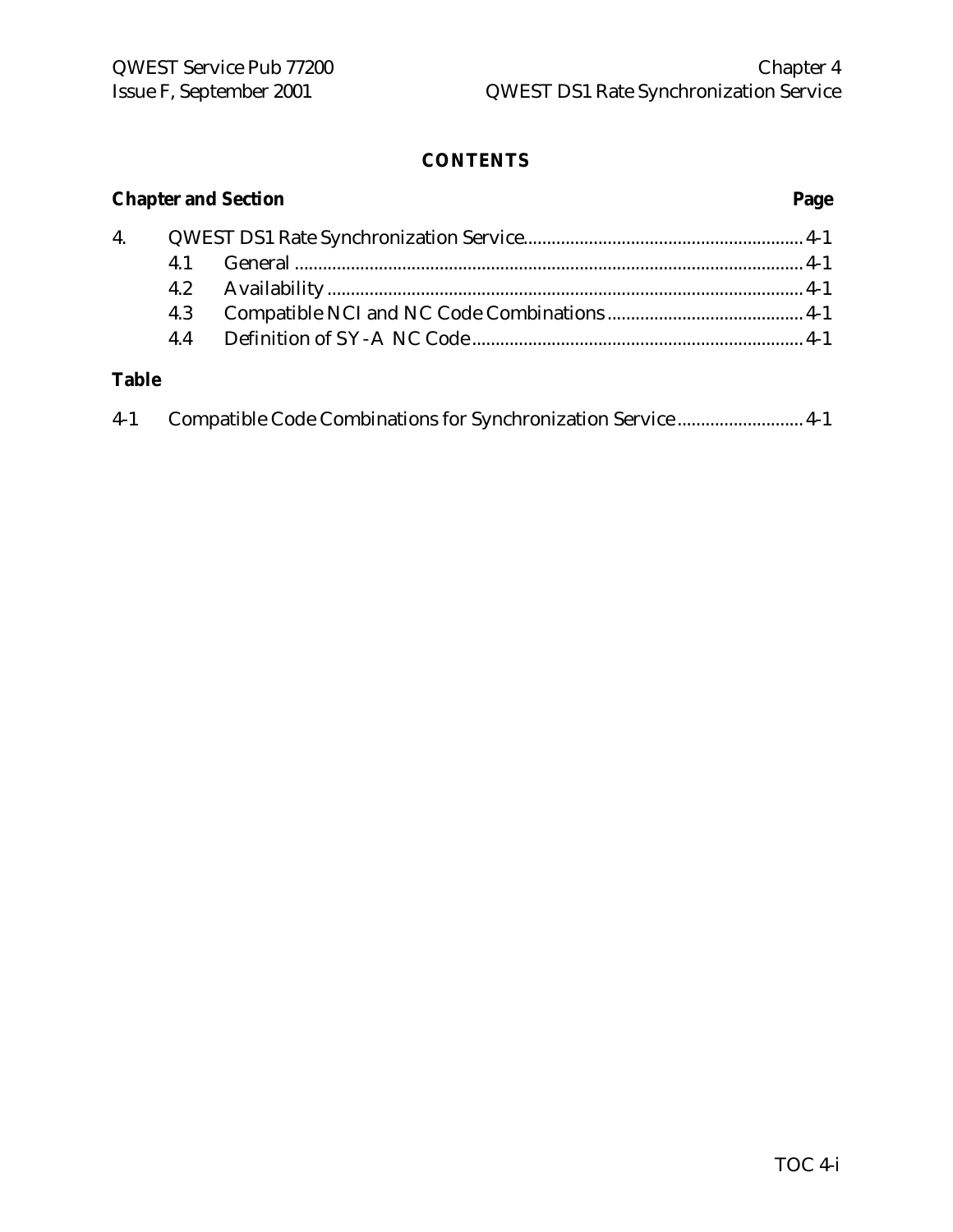**CONTENTS**

| Chapter and Section | | | Page |
|---|---|---|---|
| 4. | QWEST DS1 Rate Synchronization Service | | 4-1 |
| | 4.1 | General | 4-1 |
| | 4.2 | Availability | 4-1 |
| | 4.3 | Compatible NCI and NC Code Combinations | 4-1 |
| | 4.4 | Definition of SY-A NC Code | 4-1 |

**Table**

| | | |
|---|---|---|
| 4-1 | Compatible Code Combinations for Synchronization Service | 4-1 |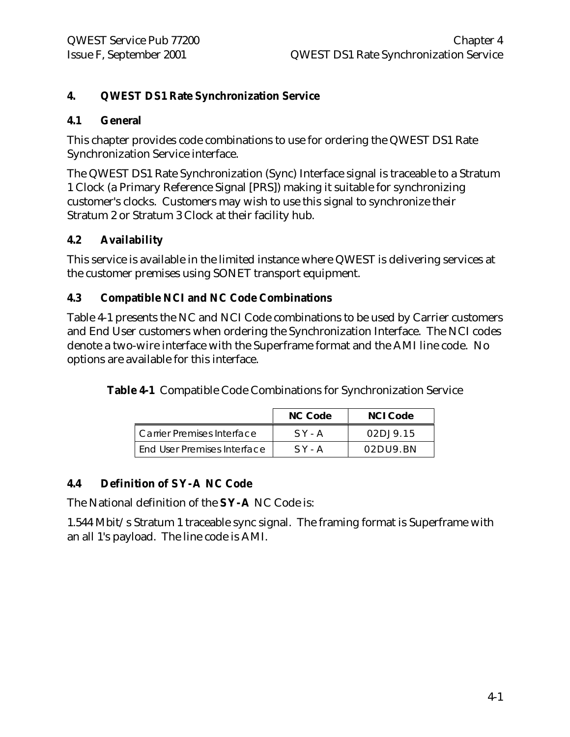# 4. QWEST DS1 Rate Synchronization Service

## 4.1 General

This chapter provides code combinations to use for ordering the QWEST DS1 Rate Synchronization Service interface.

The QWEST DS1 Rate Synchronization (Sync) Interface signal is traceable to a Stratum 1 Clock (a Primary Reference Signal [PRS]) making it suitable for synchronizing customer's clocks. Customers may wish to use this signal to synchronize their Stratum 2 or Stratum 3 Clock at their facility hub.

## 4.2 Availability

This service is available in the limited instance where QWEST is delivering services at the customer premises using SONET transport equipment.

## 4.3 Compatible NCI and NC Code Combinations

Table 4-1 presents the NC and NCI Code combinations to be used by Carrier customers and End User customers when ordering the Synchronization Interface. The NCI codes denote a two-wire interface with the Superframe format and the AMI line code. No options are available for this interface.

**Table 4-1** Compatible Code Combinations for Synchronization Service

| | NC Code | NCI Code |
|---|---|---|
| Carrier Premises Interface | SY-A | 02DJ9.15 |
| End User Premises Interface | SY-A | 02DU9.BN |

## 4.4 Definition of SY-A NC Code

The National definition of the **SY-A** NC Code is:

1.544 Mbit/s Stratum 1 traceable sync signal. The framing format is Superframe with an all 1's payload. The line code is AMI.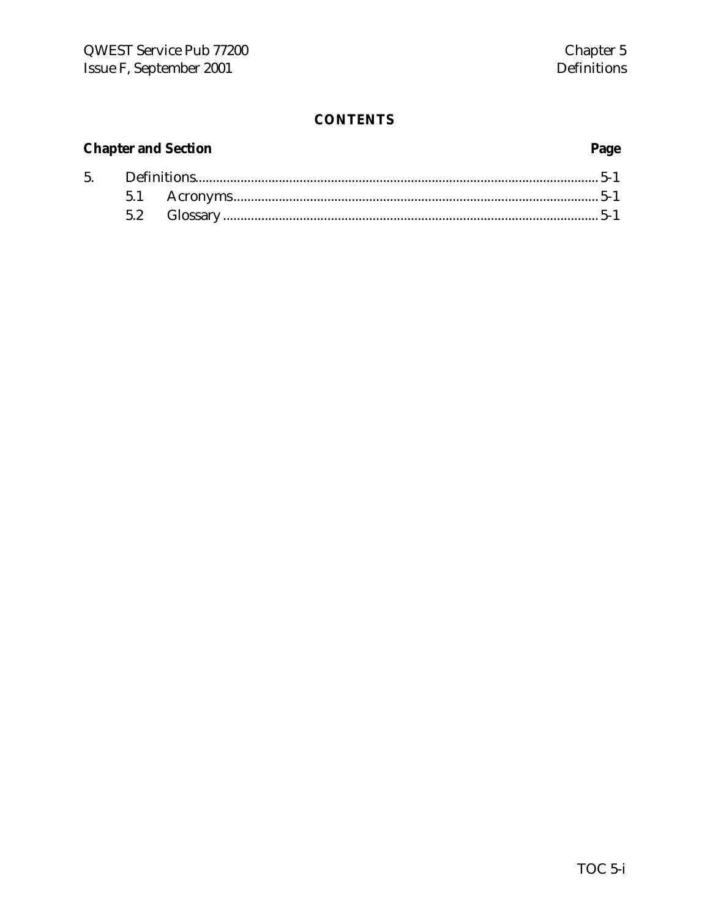# CONTENTS

| Chapter and Section | | Page |
|---|---|---|
| 5. | Definitions | 5-1 |
| 5.1 | Acronyms | 5-1 |
| 5.2 | Glossary | 5-1 |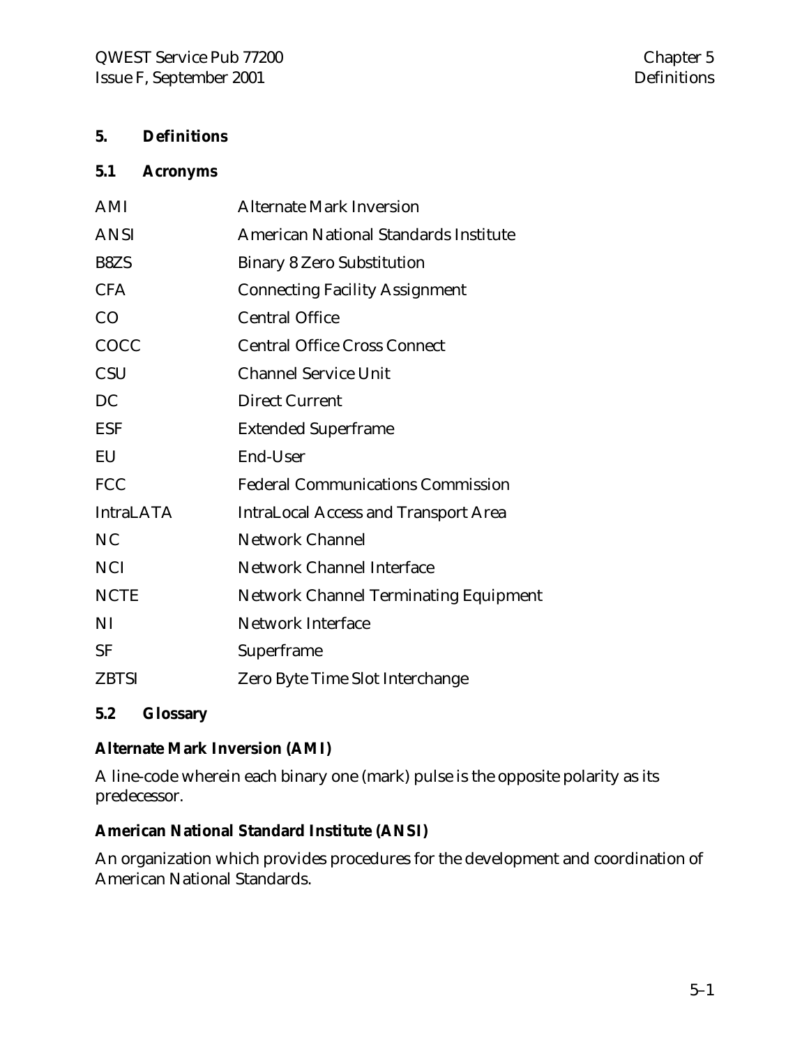# 5. Definitions

## 5.1 Acronyms

| | |
|---|---|
| AMI | Alternate Mark Inversion |
| ANSI | American National Standards Institute |
| B8ZS | Binary 8 Zero Substitution |
| CFA | Connecting Facility Assignment |
| CO | Central Office |
| COCC | Central Office Cross Connect |
| CSU | Channel Service Unit |
| DC | Direct Current |
| ESF | Extended Superframe |
| EU | End-User |
| FCC | Federal Communications Commission |
| IntraLATA | IntraLocal Access and Transport Area |
| NC | Network Channel |
| NCI | Network Channel Interface |
| NCTE | Network Channel Terminating Equipment |
| NI | Network Interface |
| SF | Superframe |
| ZBTSI | Zero Byte Time Slot Interchange |

## 5.2 Glossary

**Alternate Mark Inversion (AMI)**

A line-code wherein each binary one (mark) pulse is the opposite polarity as its predecessor.

**American National Standard Institute (ANSI)**

An organization which provides procedures for the development and coordination of American National Standards.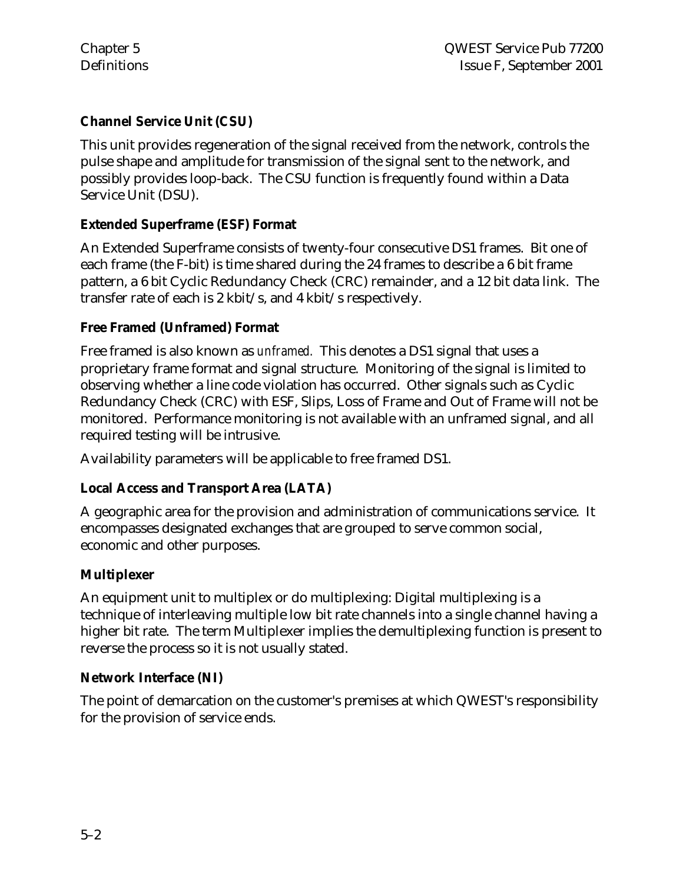### Channel Service Unit (CSU)

This unit provides regeneration of the signal received from the network, controls the pulse shape and amplitude for transmission of the signal sent to the network, and possibly provides loop-back. The CSU function is frequently found within a Data Service Unit (DSU).

### Extended Superframe (ESF) Format

An Extended Superframe consists of twenty-four consecutive DS1 frames. Bit one of each frame (the F-bit) is time shared during the 24 frames to describe a 6 bit frame pattern, a 6 bit Cyclic Redundancy Check (CRC) remainder, and a 12 bit data link. The transfer rate of each is 2 kbit/s, and 4 kbit/s respectively.

### Free Framed (Unframed) Format

Free framed is also known as *unframed.* This denotes a DS1 signal that uses a proprietary frame format and signal structure. Monitoring of the signal is limited to observing whether a line code violation has occurred. Other signals such as Cyclic Redundancy Check (CRC) with ESF, Slips, Loss of Frame and Out of Frame will not be monitored. Performance monitoring is not available with an unframed signal, and all required testing will be intrusive.

Availability parameters will be applicable to free framed DS1.

### Local Access and Transport Area (LATA)

A geographic area for the provision and administration of communications service. It encompasses designated exchanges that are grouped to serve common social, economic and other purposes.

### Multiplexer

An equipment unit to multiplex or do multiplexing: Digital multiplexing is a technique of interleaving multiple low bit rate channels into a single channel having a higher bit rate. The term Multiplexer implies the demultiplexing function is present to reverse the process so it is not usually stated.

### Network Interface (NI)

The point of demarcation on the customer's premises at which QWEST's responsibility for the provision of service ends.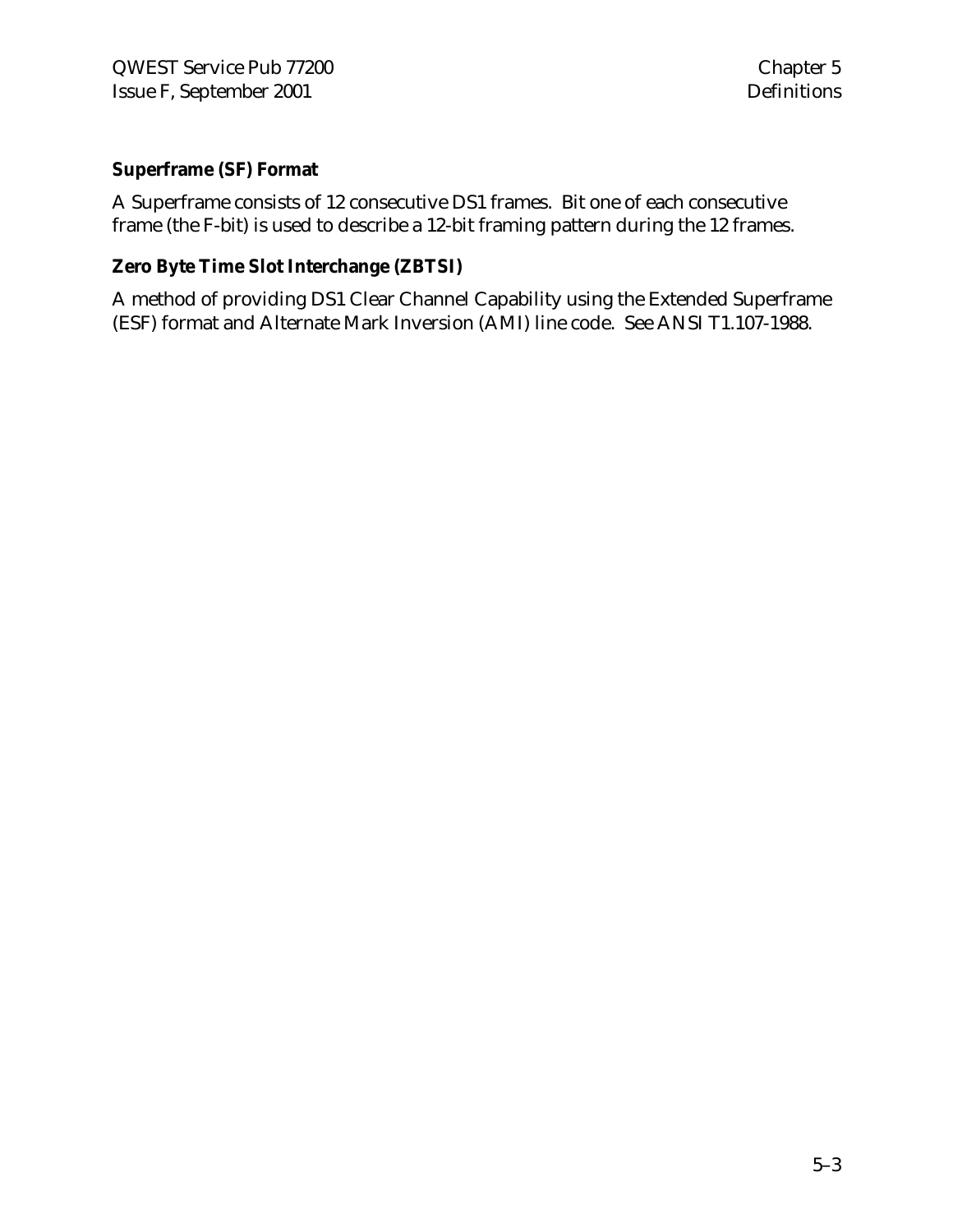**Superframe (SF) Format**

A Superframe consists of 12 consecutive DS1 frames. Bit one of each consecutive frame (the F-bit) is used to describe a 12-bit framing pattern during the 12 frames.

**Zero Byte Time Slot Interchange (ZBTSI)**

A method of providing DS1 Clear Channel Capability using the Extended Superframe (ESF) format and Alternate Mark Inversion (AMI) line code. See ANSI T1.107-1988.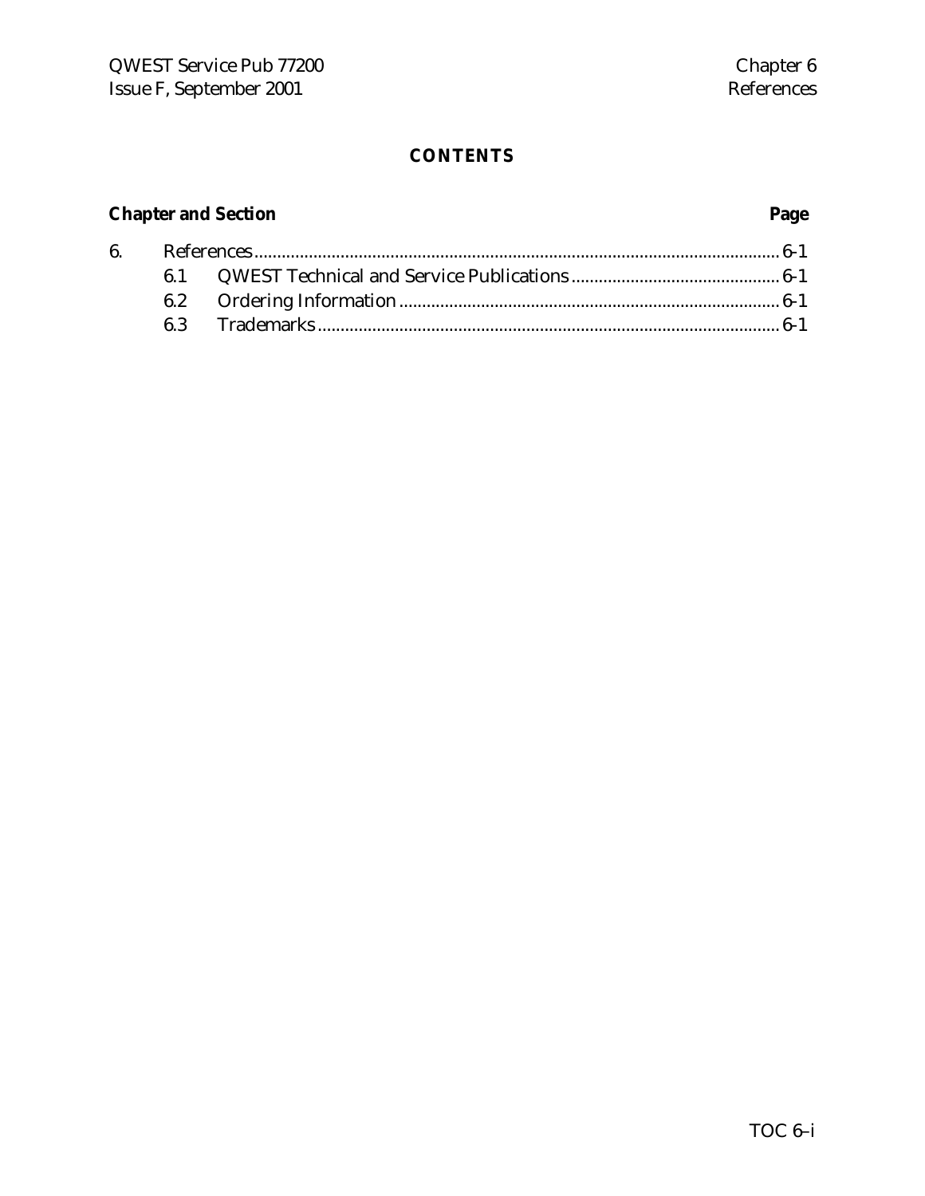# CONTENTS

| Chapter and Section | | Page |
|---|---|---|
| 6. | References | 6-1 |
| 6.1 | QWEST Technical and Service Publications | 6-1 |
| 6.2 | Ordering Information | 6-1 |
| 6.3 | Trademarks | 6-1 |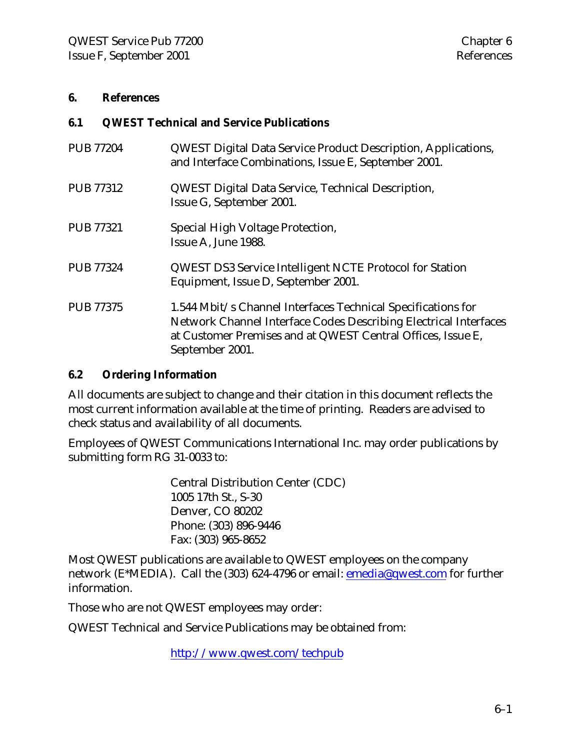# 6. References

## 6.1 QWEST Technical and Service Publications

| | |
|---|---|
| PUB 77204 | QWEST Digital Data Service Product Description, Applications, and Interface Combinations, Issue E, September 2001. |
| PUB 77312 | QWEST Digital Data Service, Technical Description, Issue G, September 2001. |
| PUB 77321 | Special High Voltage Protection, Issue A, June 1988. |
| PUB 77324 | QWEST DS3 Service Intelligent NCTE Protocol for Station Equipment, Issue D, September 2001. |
| PUB 77375 | 1.544 Mbit/s Channel Interfaces Technical Specifications for Network Channel Interface Codes Describing Electrical Interfaces at Customer Premises and at QWEST Central Offices, Issue E, September 2001. |

## 6.2 Ordering Information

All documents are subject to change and their citation in this document reflects the most current information available at the time of printing. Readers are advised to check status and availability of all documents.

Employees of QWEST Communications International Inc. may order publications by submitting form RG 31-0033 to:

Central Distribution Center (CDC)
1005 17th St., S-30
Denver, CO 80202
Phone: (303) 896-9446
Fax: (303) 965-8652

Most QWEST publications are available to QWEST employees on the company network (E*MEDIA). Call the (303) 624-4796 or email: emedia@qwest.com for further information.

Those who are not QWEST employees may order:

QWEST Technical and Service Publications may be obtained from:

http://www.qwest.com/techpub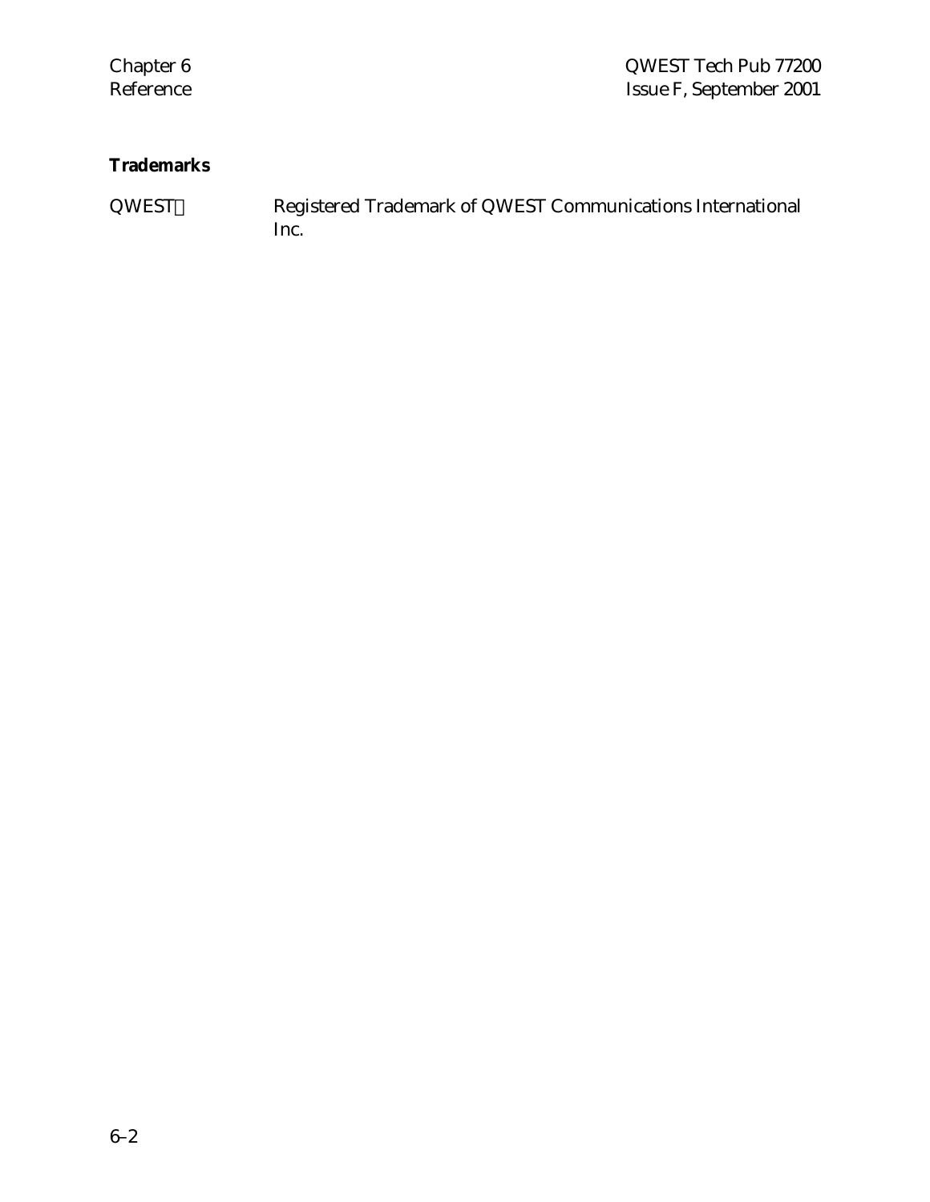**Trademarks**

| | |
|---|---|
| QWEST® | Registered Trademark of QWEST Communications International Inc. |